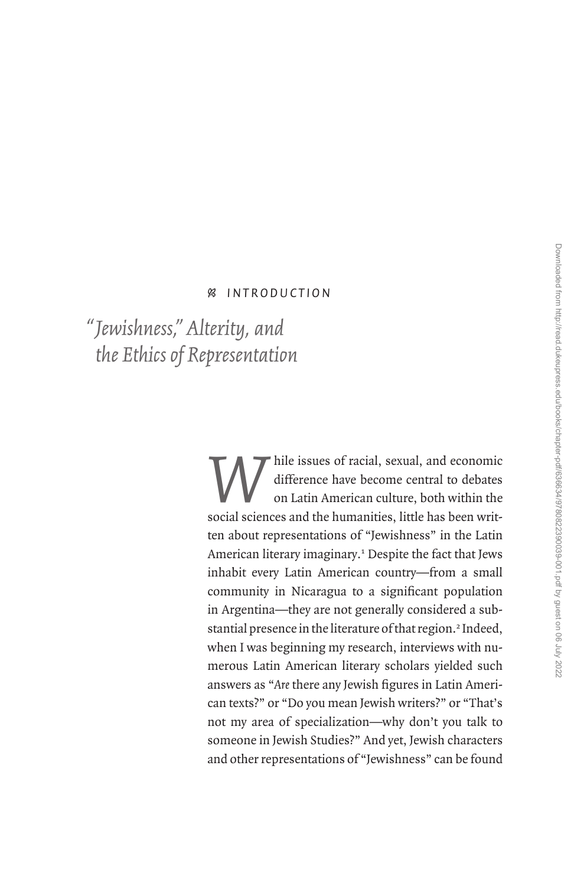## INTRODUCTION

# *"Jewishness," Alterity, and the Ethics of Representation*

While issues of racial, sexual, and economic difference have become central to debates on Latin American culture, both within the social sciences and the humanities, little has been written about representations of "Jewishness" in the Latin American literary imaginary.[1] Despite the fact that Jews inhabit every Latin American country—from a small community in Nicaragua to a significant population in Argentina—they are not generally considered a substantial presence in the literature of that region.[2] Indeed, when I was beginning my research, interviews with numerous Latin American literary scholars yielded such answers as "*Are* there any Jewish figures in Latin American texts?" or "Do you mean Jewish writers?" or "That's not my area of specialization—why don't you talk to someone in Jewish Studies?" And yet, Jewish characters and other representations of "Jewishness" can be found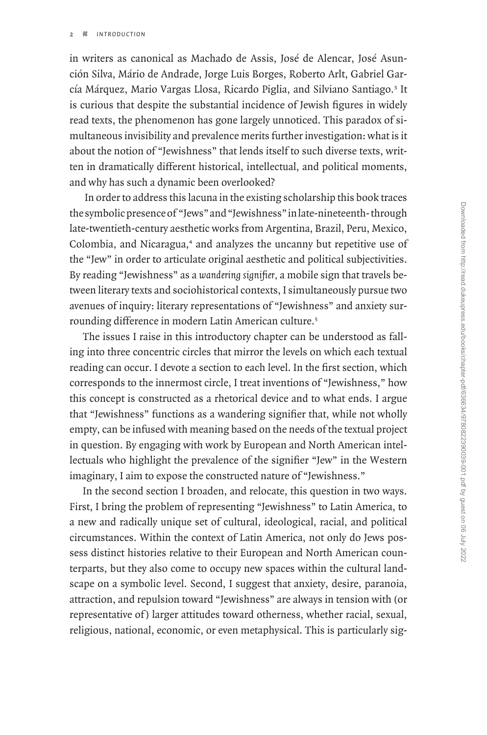in writers as canonical as Machado de Assis, José de Alencar, José Asunción Silva, Mário de Andrade, Jorge Luis Borges, Roberto Arlt, Gabriel García Márquez, Mario Vargas Llosa, Ricardo Piglia, and Silviano Santiago.[3] It is curious that despite the substantial incidence of Jewish figures in widely read texts, the phenomenon has gone largely unnoticed. This paradox of simultaneous invisibility and prevalence merits further investigation: what is it about the notion of "Jewishness" that lends itself to such diverse texts, written in dramatically different historical, intellectual, and political moments, and why has such a dynamic been overlooked?

In order to address this lacuna in the existing scholarship this book traces the symbolic presence of "Jews" and "Jewishness" in late-nineteenth- through late-twentieth-century aesthetic works from Argentina, Brazil, Peru, Mexico, Colombia, and Nicaragua,[4] and analyzes the uncanny but repetitive use of the "Jew" in order to articulate original aesthetic and political subjectivities. By reading "Jewishness" as a *wandering signifier*, a mobile sign that travels between literary texts and sociohistorical contexts, I simultaneously pursue two avenues of inquiry: literary representations of "Jewishness" and anxiety surrounding difference in modern Latin American culture.[5]

The issues I raise in this introductory chapter can be understood as falling into three concentric circles that mirror the levels on which each textual reading can occur. I devote a section to each level. In the first section, which corresponds to the innermost circle, I treat inventions of "Jewishness," how this concept is constructed as a rhetorical device and to what ends. I argue that "Jewishness" functions as a wandering signifier that, while not wholly empty, can be infused with meaning based on the needs of the textual project in question. By engaging with work by European and North American intellectuals who highlight the prevalence of the signifier "Jew" in the Western imaginary, I aim to expose the constructed nature of "Jewishness."

In the second section I broaden, and relocate, this question in two ways. First, I bring the problem of representing "Jewishness" to Latin America, to a new and radically unique set of cultural, ideological, racial, and political circumstances. Within the context of Latin America, not only do Jews possess distinct histories relative to their European and North American counterparts, but they also come to occupy new spaces within the cultural landscape on a symbolic level. Second, I suggest that anxiety, desire, paranoia, attraction, and repulsion toward "Jewishness" are always in tension with (or representative of) larger attitudes toward otherness, whether racial, sexual, religious, national, economic, or even metaphysical. This is particularly sig-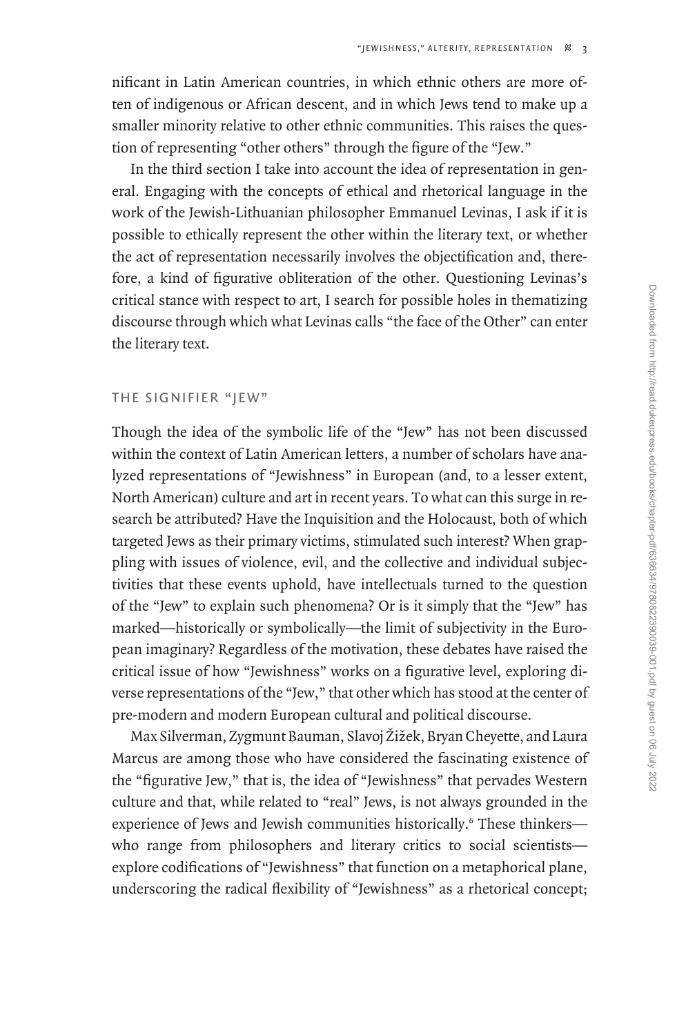nificant in Latin American countries, in which ethnic others are more often of indigenous or African descent, and in which Jews tend to make up a smaller minority relative to other ethnic communities. This raises the question of representing "other others" through the figure of the "Jew."

In the third section I take into account the idea of representation in general. Engaging with the concepts of ethical and rhetorical language in the work of the Jewish-Lithuanian philosopher Emmanuel Levinas, I ask if it is possible to ethically represent the other within the literary text, or whether the act of representation necessarily involves the objectification and, therefore, a kind of figurative obliteration of the other. Questioning Levinas's critical stance with respect to art, I search for possible holes in thematizing discourse through which what Levinas calls "the face of the Other" can enter the literary text.

## THE SIGNIFIER "JEW"

Though the idea of the symbolic life of the "Jew" has not been discussed within the context of Latin American letters, a number of scholars have analyzed representations of "Jewishness" in European (and, to a lesser extent, North American) culture and art in recent years. To what can this surge in research be attributed? Have the Inquisition and the Holocaust, both of which targeted Jews as their primary victims, stimulated such interest? When grappling with issues of violence, evil, and the collective and individual subjectivities that these events uphold, have intellectuals turned to the question of the "Jew" to explain such phenomena? Or is it simply that the "Jew" has marked—historically or symbolically—the limit of subjectivity in the European imaginary? Regardless of the motivation, these debates have raised the critical issue of how "Jewishness" works on a figurative level, exploring diverse representations of the "Jew," that other which has stood at the center of pre-modern and modern European cultural and political discourse.

Max Silverman, Zygmunt Bauman, Slavoj Žižek, Bryan Cheyette, and Laura Marcus are among those who have considered the fascinating existence of the "figurative Jew," that is, the idea of "Jewishness" that pervades Western culture and that, while related to "real" Jews, is not always grounded in the experience of Jews and Jewish communities historically.[6] These thinkers—who range from philosophers and literary critics to social scientists—explore codifications of "Jewishness" that function on a metaphorical plane, underscoring the radical flexibility of "Jewishness" as a rhetorical concept;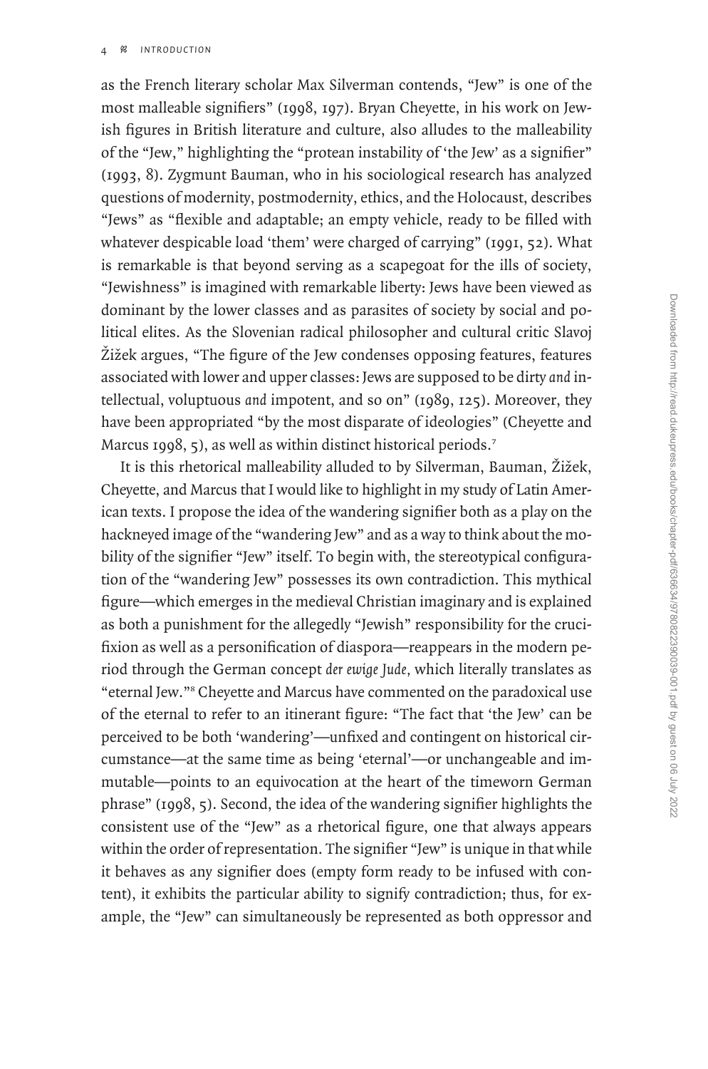as the French literary scholar Max Silverman contends, "Jew" is one of the most malleable signifiers" (1998, 197). Bryan Cheyette, in his work on Jewish figures in British literature and culture, also alludes to the malleability of the "Jew," highlighting the "protean instability of 'the Jew' as a signifier" (1993, 8). Zygmunt Bauman, who in his sociological research has analyzed questions of modernity, postmodernity, ethics, and the Holocaust, describes "Jews" as "flexible and adaptable; an empty vehicle, ready to be filled with whatever despicable load 'them' were charged of carrying" (1991, 52). What is remarkable is that beyond serving as a scapegoat for the ills of society, "Jewishness" is imagined with remarkable liberty: Jews have been viewed as dominant by the lower classes and as parasites of society by social and political elites. As the Slovenian radical philosopher and cultural critic Slavoj Žižek argues, "The figure of the Jew condenses opposing features, features associated with lower and upper classes: Jews are supposed to be dirty *and* intellectual, voluptuous *and* impotent, and so on" (1989, 125). Moreover, they have been appropriated "by the most disparate of ideologies" (Cheyette and Marcus 1998, 5), as well as within distinct historical periods.[7]

It is this rhetorical malleability alluded to by Silverman, Bauman, Žižek, Cheyette, and Marcus that I would like to highlight in my study of Latin American texts. I propose the idea of the wandering signifier both as a play on the hackneyed image of the "wandering Jew" and as a way to think about the mobility of the signifier "Jew" itself. To begin with, the stereotypical configuration of the "wandering Jew" possesses its own contradiction. This mythical figure—which emerges in the medieval Christian imaginary and is explained as both a punishment for the allegedly "Jewish" responsibility for the crucifixion as well as a personification of diaspora—reappears in the modern period through the German concept *der ewige Jude*, which literally translates as "eternal Jew."[8] Cheyette and Marcus have commented on the paradoxical use of the eternal to refer to an itinerant figure: "The fact that 'the Jew' can be perceived to be both 'wandering'—unfixed and contingent on historical circumstance—at the same time as being 'eternal'—or unchangeable and immutable—points to an equivocation at the heart of the timeworn German phrase" (1998, 5). Second, the idea of the wandering signifier highlights the consistent use of the "Jew" as a rhetorical figure, one that always appears within the order of representation. The signifier "Jew" is unique in that while it behaves as any signifier does (empty form ready to be infused with content), it exhibits the particular ability to signify contradiction; thus, for example, the "Jew" can simultaneously be represented as both oppressor and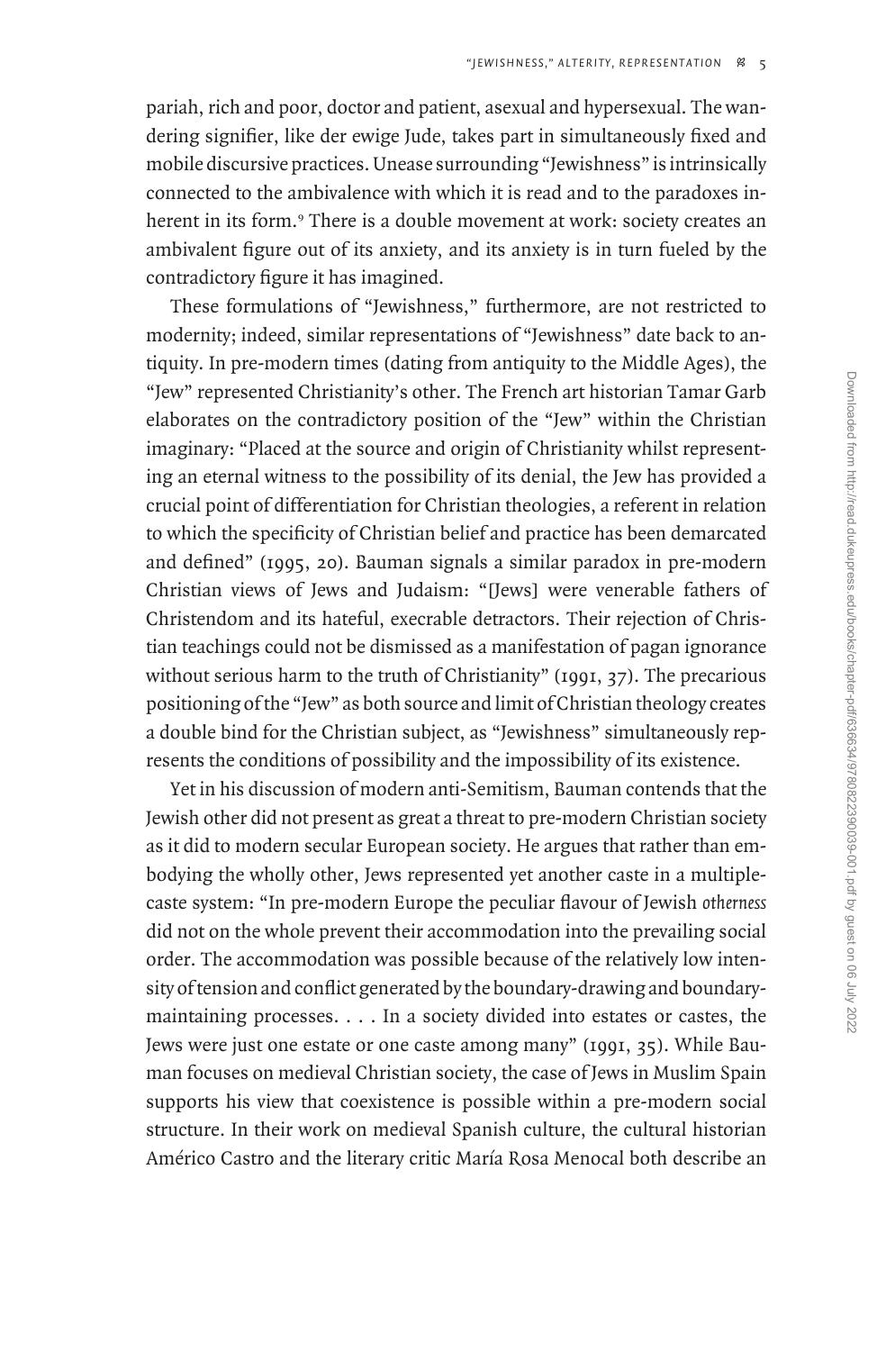pariah, rich and poor, doctor and patient, asexual and hypersexual. The wandering signifier, like der ewige Jude, takes part in simultaneously fixed and mobile discursive practices. Unease surrounding "Jewishness" is intrinsically connected to the ambivalence with which it is read and to the paradoxes inherent in its form.[9] There is a double movement at work: society creates an ambivalent figure out of its anxiety, and its anxiety is in turn fueled by the contradictory figure it has imagined.

These formulations of "Jewishness," furthermore, are not restricted to modernity; indeed, similar representations of "Jewishness" date back to antiquity. In pre-modern times (dating from antiquity to the Middle Ages), the "Jew" represented Christianity's other. The French art historian Tamar Garb elaborates on the contradictory position of the "Jew" within the Christian imaginary: "Placed at the source and origin of Christianity whilst representing an eternal witness to the possibility of its denial, the Jew has provided a crucial point of differentiation for Christian theologies, a referent in relation to which the specificity of Christian belief and practice has been demarcated and defined" (1995, 20). Bauman signals a similar paradox in pre-modern Christian views of Jews and Judaism: "[Jews] were venerable fathers of Christendom and its hateful, execrable detractors. Their rejection of Christian teachings could not be dismissed as a manifestation of pagan ignorance without serious harm to the truth of Christianity" (1991, 37). The precarious positioning of the "Jew" as both source and limit of Christian theology creates a double bind for the Christian subject, as "Jewishness" simultaneously represents the conditions of possibility and the impossibility of its existence.

Yet in his discussion of modern anti-Semitism, Bauman contends that the Jewish other did not present as great a threat to pre-modern Christian society as it did to modern secular European society. He argues that rather than embodying the wholly other, Jews represented yet another caste in a multiple-caste system: "In pre-modern Europe the peculiar flavour of Jewish *otherness* did not on the whole prevent their accommodation into the prevailing social order. The accommodation was possible because of the relatively low intensity of tension and conflict generated by the boundary-drawing and boundary-maintaining processes. . . . In a society divided into estates or castes, the Jews were just one estate or one caste among many" (1991, 35). While Bauman focuses on medieval Christian society, the case of Jews in Muslim Spain supports his view that coexistence is possible within a pre-modern social structure. In their work on medieval Spanish culture, the cultural historian Américo Castro and the literary critic María Rosa Menocal both describe an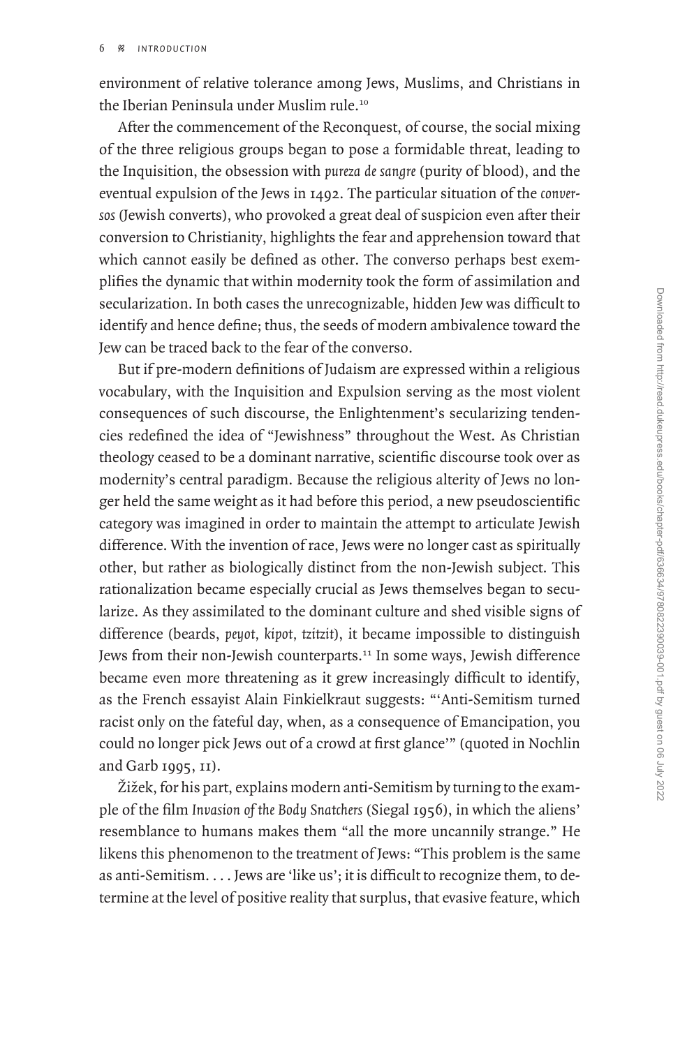environment of relative tolerance among Jews, Muslims, and Christians in the Iberian Peninsula under Muslim rule.[10]

After the commencement of the Reconquest, of course, the social mixing of the three religious groups began to pose a formidable threat, leading to the Inquisition, the obsession with *pureza de sangre* (purity of blood), and the eventual expulsion of the Jews in 1492. The particular situation of the *conversos* (Jewish converts), who provoked a great deal of suspicion even after their conversion to Christianity, highlights the fear and apprehension toward that which cannot easily be defined as other. The converso perhaps best exemplifies the dynamic that within modernity took the form of assimilation and secularization. In both cases the unrecognizable, hidden Jew was difficult to identify and hence define; thus, the seeds of modern ambivalence toward the Jew can be traced back to the fear of the converso.

But if pre-modern definitions of Judaism are expressed within a religious vocabulary, with the Inquisition and Expulsion serving as the most violent consequences of such discourse, the Enlightenment's secularizing tendencies redefined the idea of "Jewishness" throughout the West. As Christian theology ceased to be a dominant narrative, scientific discourse took over as modernity's central paradigm. Because the religious alterity of Jews no longer held the same weight as it had before this period, a new pseudoscientific category was imagined in order to maintain the attempt to articulate Jewish difference. With the invention of race, Jews were no longer cast as spiritually other, but rather as biologically distinct from the non-Jewish subject. This rationalization became especially crucial as Jews themselves began to secularize. As they assimilated to the dominant culture and shed visible signs of difference (beards, *peyot*, *kipot*, *tzitzit*), it became impossible to distinguish Jews from their non-Jewish counterparts.[11] In some ways, Jewish difference became even more threatening as it grew increasingly difficult to identify, as the French essayist Alain Finkielkraut suggests: "'Anti-Semitism turned racist only on the fateful day, when, as a consequence of Emancipation, you could no longer pick Jews out of a crowd at first glance'" (quoted in Nochlin and Garb 1995, 11).

Žižek, for his part, explains modern anti-Semitism by turning to the example of the film *Invasion of the Body Snatchers* (Siegal 1956), in which the aliens' resemblance to humans makes them "all the more uncannily strange." He likens this phenomenon to the treatment of Jews: "This problem is the same as anti-Semitism. . . . Jews are 'like us'; it is difficult to recognize them, to determine at the level of positive reality that surplus, that evasive feature, which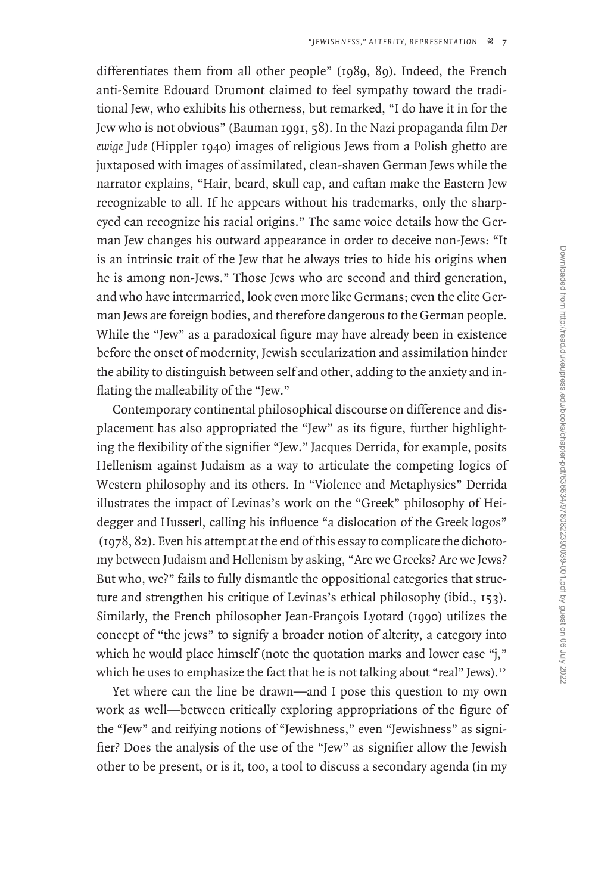differentiates them from all other people" (1989, 89). Indeed, the French anti-Semite Edouard Drumont claimed to feel sympathy toward the traditional Jew, who exhibits his otherness, but remarked, "I do have it in for the Jew who is not obvious" (Bauman 1991, 58). In the Nazi propaganda film *Der ewige Jude* (Hippler 1940) images of religious Jews from a Polish ghetto are juxtaposed with images of assimilated, clean-shaven German Jews while the narrator explains, "Hair, beard, skull cap, and caftan make the Eastern Jew recognizable to all. If he appears without his trademarks, only the sharp-eyed can recognize his racial origins." The same voice details how the German Jew changes his outward appearance in order to deceive non-Jews: "It is an intrinsic trait of the Jew that he always tries to hide his origins when he is among non-Jews." Those Jews who are second and third generation, and who have intermarried, look even more like Germans; even the elite German Jews are foreign bodies, and therefore dangerous to the German people. While the "Jew" as a paradoxical figure may have already been in existence before the onset of modernity, Jewish secularization and assimilation hinder the ability to distinguish between self and other, adding to the anxiety and inflating the malleability of the "Jew."

Contemporary continental philosophical discourse on difference and displacement has also appropriated the "Jew" as its figure, further highlighting the flexibility of the signifier "Jew." Jacques Derrida, for example, posits Hellenism against Judaism as a way to articulate the competing logics of Western philosophy and its others. In "Violence and Metaphysics" Derrida illustrates the impact of Levinas's work on the "Greek" philosophy of Heidegger and Husserl, calling his influence "a dislocation of the Greek logos" (1978, 82). Even his attempt at the end of this essay to complicate the dichotomy between Judaism and Hellenism by asking, "Are we Greeks? Are we Jews? But who, we?" fails to fully dismantle the oppositional categories that structure and strengthen his critique of Levinas's ethical philosophy (ibid., 153). Similarly, the French philosopher Jean-François Lyotard (1990) utilizes the concept of "the jews" to signify a broader notion of alterity, a category into which he would place himself (note the quotation marks and lower case "j," which he uses to emphasize the fact that he is not talking about "real" Jews).[12]

Yet where can the line be drawn—and I pose this question to my own work as well—between critically exploring appropriations of the figure of the "Jew" and reifying notions of "Jewishness," even "Jewishness" as signifier? Does the analysis of the use of the "Jew" as signifier allow the Jewish other to be present, or is it, too, a tool to discuss a secondary agenda (in my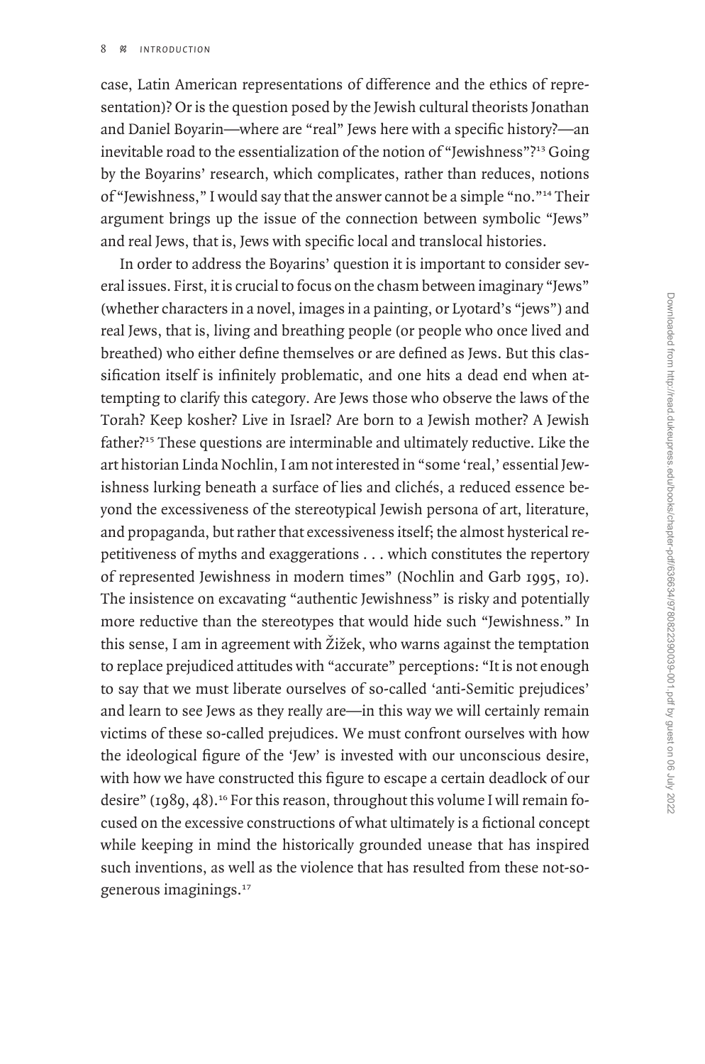case, Latin American representations of difference and the ethics of representation)? Or is the question posed by the Jewish cultural theorists Jonathan and Daniel Boyarin—where are "real" Jews here with a specific history?—an inevitable road to the essentialization of the notion of "Jewishness"?[13] Going by the Boyarins' research, which complicates, rather than reduces, notions of "Jewishness," I would say that the answer cannot be a simple "no."[14] Their argument brings up the issue of the connection between symbolic "Jews" and real Jews, that is, Jews with specific local and translocal histories.

In order to address the Boyarins' question it is important to consider several issues. First, it is crucial to focus on the chasm between imaginary "Jews" (whether characters in a novel, images in a painting, or Lyotard's "jews") and real Jews, that is, living and breathing people (or people who once lived and breathed) who either define themselves or are defined as Jews. But this classification itself is infinitely problematic, and one hits a dead end when attempting to clarify this category. Are Jews those who observe the laws of the Torah? Keep kosher? Live in Israel? Are born to a Jewish mother? A Jewish father?[15] These questions are interminable and ultimately reductive. Like the art historian Linda Nochlin, I am not interested in "some 'real,' essential Jewishness lurking beneath a surface of lies and clichés, a reduced essence beyond the excessiveness of the stereotypical Jewish persona of art, literature, and propaganda, but rather that excessiveness itself; the almost hysterical repetitiveness of myths and exaggerations . . . which constitutes the repertory of represented Jewishness in modern times" (Nochlin and Garb 1995, 10). The insistence on excavating "authentic Jewishness" is risky and potentially more reductive than the stereotypes that would hide such "Jewishness." In this sense, I am in agreement with Žižek, who warns against the temptation to replace prejudiced attitudes with "accurate" perceptions: "It is not enough to say that we must liberate ourselves of so-called 'anti-Semitic prejudices' and learn to see Jews as they really are—in this way we will certainly remain victims of these so-called prejudices. We must confront ourselves with how the ideological figure of the 'Jew' is invested with our unconscious desire, with how we have constructed this figure to escape a certain deadlock of our desire" (1989, 48).[16] For this reason, throughout this volume I will remain focused on the excessive constructions of what ultimately is a fictional concept while keeping in mind the historically grounded unease that has inspired such inventions, as well as the violence that has resulted from these not-so-generous imaginings.[17]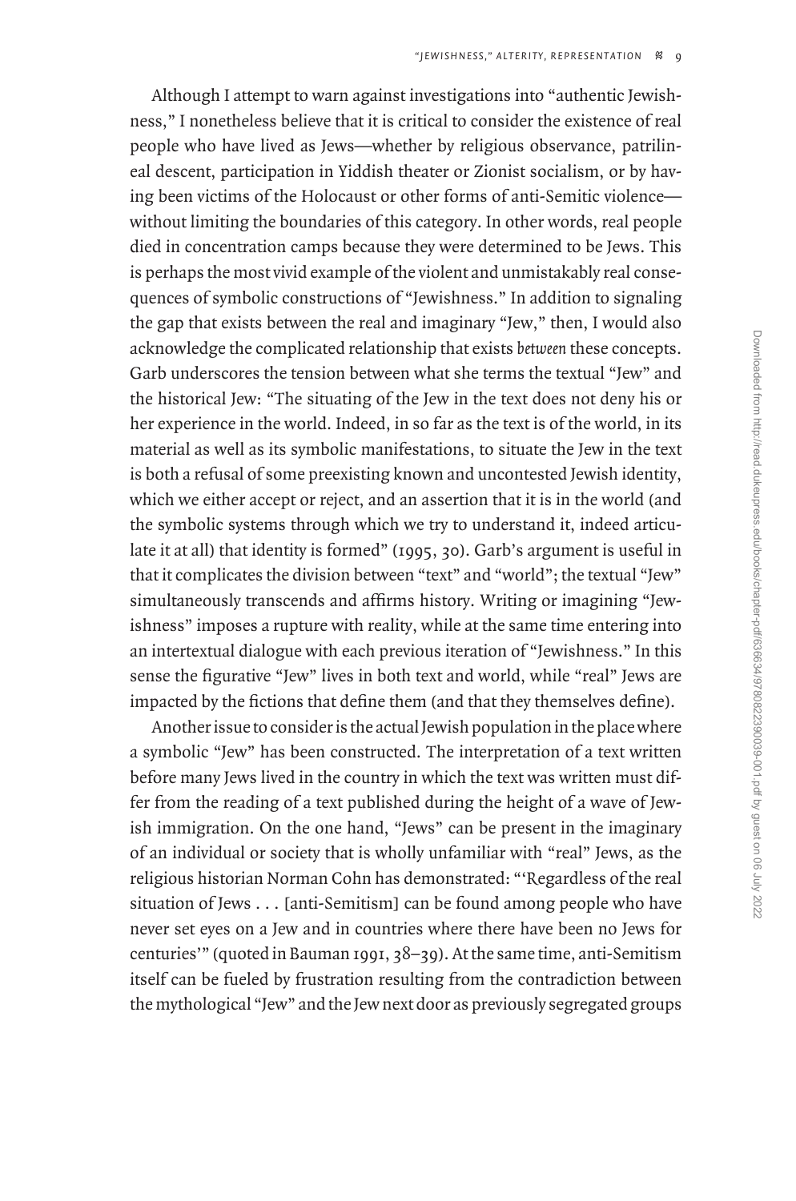Although I attempt to warn against investigations into "authentic Jewishness," I nonetheless believe that it is critical to consider the existence of real people who have lived as Jews—whether by religious observance, patrilineal descent, participation in Yiddish theater or Zionist socialism, or by having been victims of the Holocaust or other forms of anti-Semitic violence—without limiting the boundaries of this category. In other words, real people died in concentration camps because they were determined to be Jews. This is perhaps the most vivid example of the violent and unmistakably real consequences of symbolic constructions of "Jewishness." In addition to signaling the gap that exists between the real and imaginary "Jew," then, I would also acknowledge the complicated relationship that exists *between* these concepts. Garb underscores the tension between what she terms the textual "Jew" and the historical Jew: "The situating of the Jew in the text does not deny his or her experience in the world. Indeed, in so far as the text is of the world, in its material as well as its symbolic manifestations, to situate the Jew in the text is both a refusal of some preexisting known and uncontested Jewish identity, which we either accept or reject, and an assertion that it is in the world (and the symbolic systems through which we try to understand it, indeed articulate it at all) that identity is formed" (1995, 30). Garb's argument is useful in that it complicates the division between "text" and "world"; the textual "Jew" simultaneously transcends and affirms history. Writing or imagining "Jewishness" imposes a rupture with reality, while at the same time entering into an intertextual dialogue with each previous iteration of "Jewishness." In this sense the figurative "Jew" lives in both text and world, while "real" Jews are impacted by the fictions that define them (and that they themselves define).

Another issue to consider is the actual Jewish population in the place where a symbolic "Jew" has been constructed. The interpretation of a text written before many Jews lived in the country in which the text was written must differ from the reading of a text published during the height of a wave of Jewish immigration. On the one hand, "Jews" can be present in the imaginary of an individual or society that is wholly unfamiliar with "real" Jews, as the religious historian Norman Cohn has demonstrated: "'Regardless of the real situation of Jews . . . [anti-Semitism] can be found among people who have never set eyes on a Jew and in countries where there have been no Jews for centuries'" (quoted in Bauman 1991, 38–39). At the same time, anti-Semitism itself can be fueled by frustration resulting from the contradiction between the mythological "Jew" and the Jew next door as previously segregated groups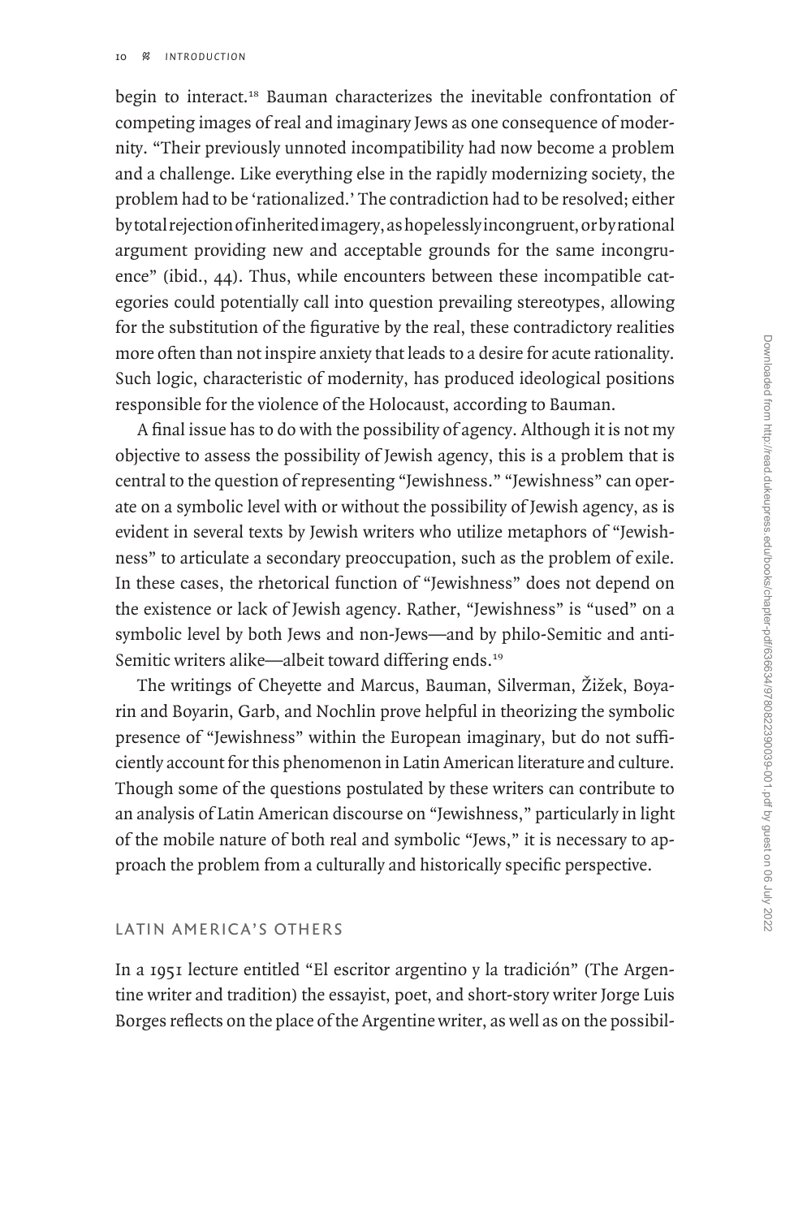begin to interact.[18] Bauman characterizes the inevitable confrontation of competing images of real and imaginary Jews as one consequence of modernity. "Their previously unnoted incompatibility had now become a problem and a challenge. Like everything else in the rapidly modernizing society, the problem had to be 'rationalized.' The contradiction had to be resolved; either by total rejection of inherited imagery, as hopelessly incongruent, or by rational argument providing new and acceptable grounds for the same incongruence" (ibid., 44). Thus, while encounters between these incompatible categories could potentially call into question prevailing stereotypes, allowing for the substitution of the figurative by the real, these contradictory realities more often than not inspire anxiety that leads to a desire for acute rationality. Such logic, characteristic of modernity, has produced ideological positions responsible for the violence of the Holocaust, according to Bauman.

A final issue has to do with the possibility of agency. Although it is not my objective to assess the possibility of Jewish agency, this is a problem that is central to the question of representing "Jewishness." "Jewishness" can operate on a symbolic level with or without the possibility of Jewish agency, as is evident in several texts by Jewish writers who utilize metaphors of "Jewishness" to articulate a secondary preoccupation, such as the problem of exile. In these cases, the rhetorical function of "Jewishness" does not depend on the existence or lack of Jewish agency. Rather, "Jewishness" is "used" on a symbolic level by both Jews and non-Jews—and by philo-Semitic and anti-Semitic writers alike—albeit toward differing ends.[19]

The writings of Cheyette and Marcus, Bauman, Silverman, Žižek, Boyarin and Boyarin, Garb, and Nochlin prove helpful in theorizing the symbolic presence of "Jewishness" within the European imaginary, but do not sufficiently account for this phenomenon in Latin American literature and culture. Though some of the questions postulated by these writers can contribute to an analysis of Latin American discourse on "Jewishness," particularly in light of the mobile nature of both real and symbolic "Jews," it is necessary to approach the problem from a culturally and historically specific perspective.

## LATIN AMERICA'S OTHERS

In a 1951 lecture entitled "El escritor argentino y la tradición" (The Argentine writer and tradition) the essayist, poet, and short-story writer Jorge Luis Borges reflects on the place of the Argentine writer, as well as on the possibil-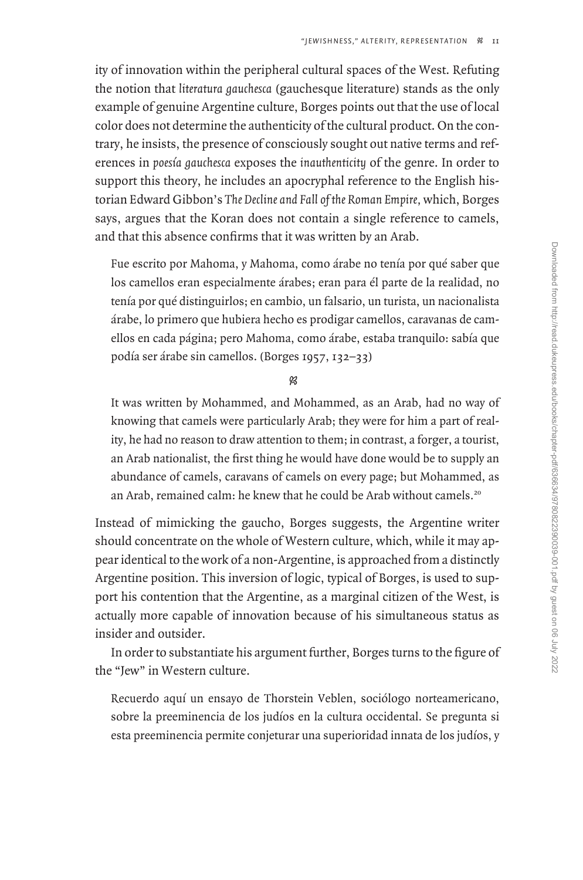ity of innovation within the peripheral cultural spaces of the West. Refuting the notion that *literatura gauchesca* (gauchesque literature) stands as the only example of genuine Argentine culture, Borges points out that the use of local color does not determine the authenticity of the cultural product. On the contrary, he insists, the presence of consciously sought out native terms and references in *poesía gauchesca* exposes the *inauthenticity* of the genre. In order to support this theory, he includes an apocryphal reference to the English historian Edward Gibbon's *The Decline and Fall of the Roman Empire,* which, Borges says, argues that the Koran does not contain a single reference to camels, and that this absence confirms that it was written by an Arab.

> Fue escrito por Mahoma, y Mahoma, como árabe no tenía por qué saber que los camellos eran especialmente árabes; eran para él parte de la realidad, no tenía por qué distinguirlos; en cambio, un falsario, un turista, un nacionalista árabe, lo primero que hubiera hecho es prodigar camellos, caravanas de camellos en cada página; pero Mahoma, como árabe, estaba tranquilo: sabía que podía ser árabe sin camellos. (Borges 1957, 132–33)

> It was written by Mohammed, and Mohammed, as an Arab, had no way of knowing that camels were particularly Arab; they were for him a part of reality, he had no reason to draw attention to them; in contrast, a forger, a tourist, an Arab nationalist, the first thing he would have done would be to supply an abundance of camels, caravans of camels on every page; but Mohammed, as an Arab, remained calm: he knew that he could be Arab without camels.[20]

Instead of mimicking the gaucho, Borges suggests, the Argentine writer should concentrate on the whole of Western culture, which, while it may appear identical to the work of a non-Argentine, is approached from a distinctly Argentine position. This inversion of logic, typical of Borges, is used to support his contention that the Argentine, as a marginal citizen of the West, is actually more capable of innovation because of his simultaneous status as insider and outsider.

In order to substantiate his argument further, Borges turns to the figure of the "Jew" in Western culture.

> Recuerdo aquí un ensayo de Thorstein Veblen, sociólogo norteamericano, sobre la preeminencia de los judíos en la cultura occidental. Se pregunta si esta preeminencia permite conjeturar una superioridad innata de los judíos, y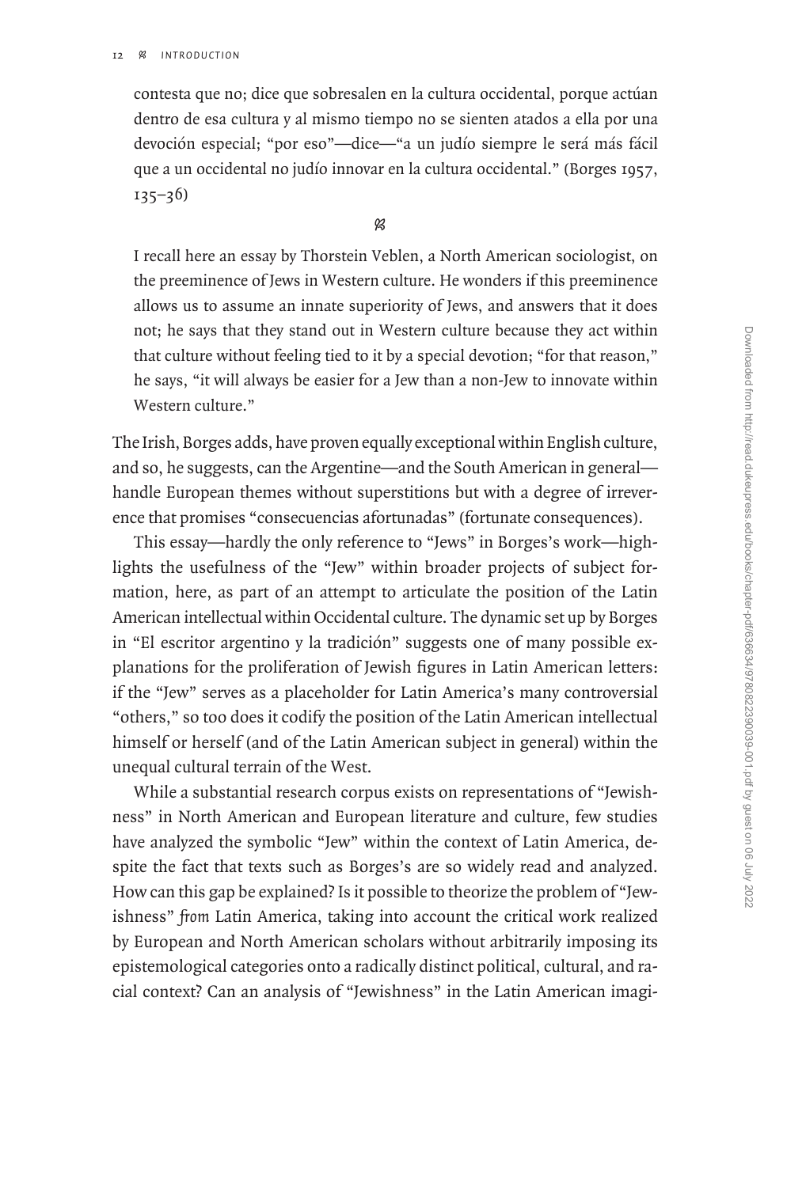contesta que no; dice que sobresalen en la cultura occidental, porque actúan dentro de esa cultura y al mismo tiempo no se sienten atados a ella por una devoción especial; "por eso"—dice—"a un judío siempre le será más fácil que a un occidental no judío innovar en la cultura occidental." (Borges 1957, 135–36)

> I recall here an essay by Thorstein Veblen, a North American sociologist, on the preeminence of Jews in Western culture. He wonders if this preeminence allows us to assume an innate superiority of Jews, and answers that it does not; he says that they stand out in Western culture because they act within that culture without feeling tied to it by a special devotion; "for that reason," he says, "it will always be easier for a Jew than a non-Jew to innovate within Western culture."

The Irish, Borges adds, have proven equally exceptional within English culture, and so, he suggests, can the Argentine—and the South American in general—handle European themes without superstitions but with a degree of irreverence that promises "consecuencias afortunadas" (fortunate consequences).

This essay—hardly the only reference to "Jews" in Borges's work—highlights the usefulness of the "Jew" within broader projects of subject formation, here, as part of an attempt to articulate the position of the Latin American intellectual within Occidental culture. The dynamic set up by Borges in "El escritor argentino y la tradición" suggests one of many possible explanations for the proliferation of Jewish figures in Latin American letters: if the "Jew" serves as a placeholder for Latin America's many controversial "others," so too does it codify the position of the Latin American intellectual himself or herself (and of the Latin American subject in general) within the unequal cultural terrain of the West.

While a substantial research corpus exists on representations of "Jewishness" in North American and European literature and culture, few studies have analyzed the symbolic "Jew" within the context of Latin America, despite the fact that texts such as Borges's are so widely read and analyzed. How can this gap be explained? Is it possible to theorize the problem of "Jewishness" *from* Latin America, taking into account the critical work realized by European and North American scholars without arbitrarily imposing its epistemological categories onto a radically distinct political, cultural, and racial context? Can an analysis of "Jewishness" in the Latin American imagi-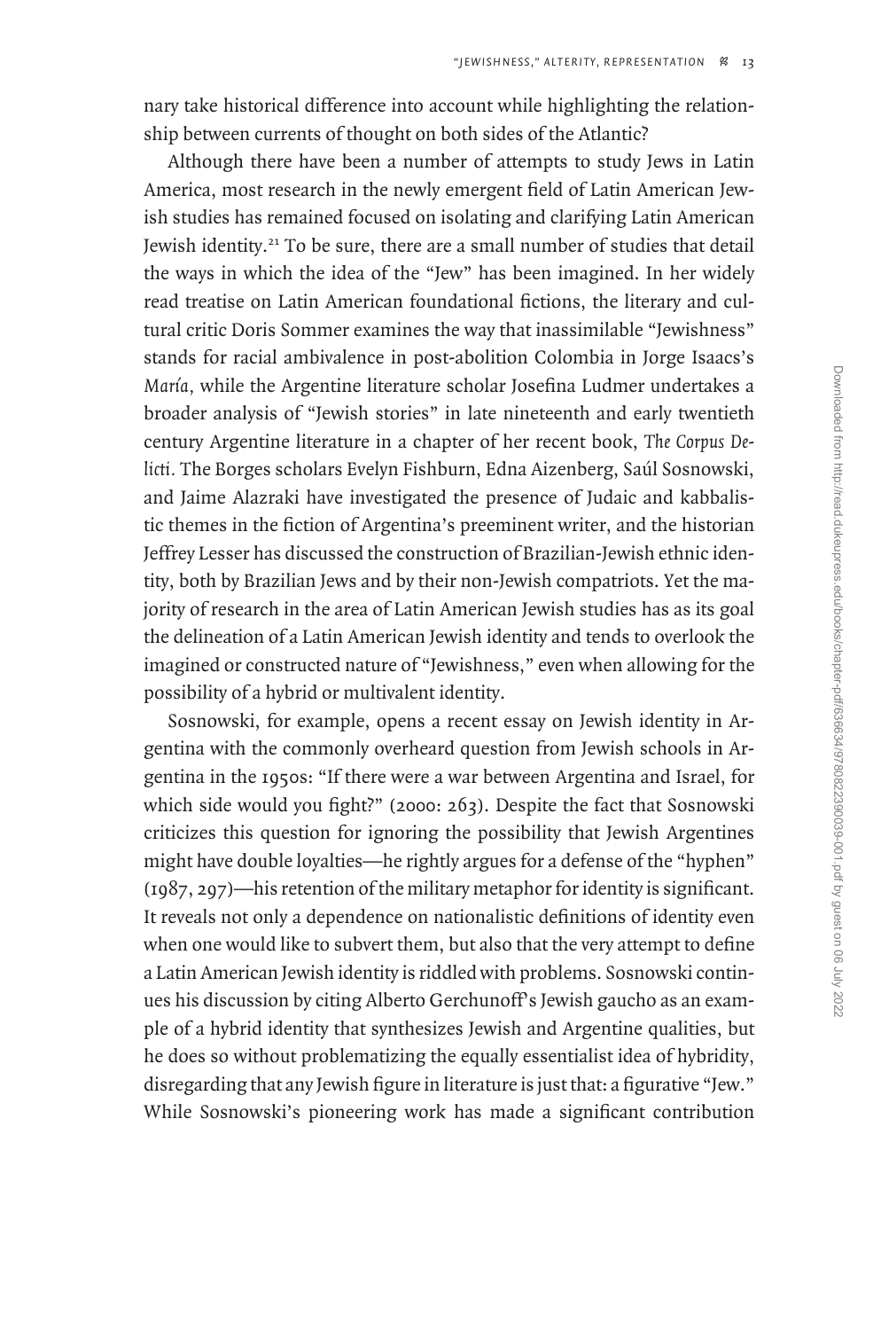nary take historical difference into account while highlighting the relationship between currents of thought on both sides of the Atlantic?

Although there have been a number of attempts to study Jews in Latin America, most research in the newly emergent field of Latin American Jewish studies has remained focused on isolating and clarifying Latin American Jewish identity.[21] To be sure, there are a small number of studies that detail the ways in which the idea of the "Jew" has been imagined. In her widely read treatise on Latin American foundational fictions, the literary and cultural critic Doris Sommer examines the way that inassimilable "Jewishness" stands for racial ambivalence in post-abolition Colombia in Jorge Isaacs's *María*, while the Argentine literature scholar Josefina Ludmer undertakes a broader analysis of "Jewish stories" in late nineteenth and early twentieth century Argentine literature in a chapter of her recent book, *The Corpus Delicti.* The Borges scholars Evelyn Fishburn, Edna Aizenberg, Saúl Sosnowski, and Jaime Alazraki have investigated the presence of Judaic and kabbalistic themes in the fiction of Argentina's preeminent writer, and the historian Jeffrey Lesser has discussed the construction of Brazilian-Jewish ethnic identity, both by Brazilian Jews and by their non-Jewish compatriots. Yet the majority of research in the area of Latin American Jewish studies has as its goal the delineation of a Latin American Jewish identity and tends to overlook the imagined or constructed nature of "Jewishness," even when allowing for the possibility of a hybrid or multivalent identity.

Sosnowski, for example, opens a recent essay on Jewish identity in Argentina with the commonly overheard question from Jewish schools in Argentina in the 1950s: "If there were a war between Argentina and Israel, for which side would you fight?" (2000: 263). Despite the fact that Sosnowski criticizes this question for ignoring the possibility that Jewish Argentines might have double loyalties—he rightly argues for a defense of the "hyphen" (1987, 297)—his retention of the military metaphor for identity is significant. It reveals not only a dependence on nationalistic definitions of identity even when one would like to subvert them, but also that the very attempt to define a Latin American Jewish identity is riddled with problems. Sosnowski continues his discussion by citing Alberto Gerchunoff's Jewish gaucho as an example of a hybrid identity that synthesizes Jewish and Argentine qualities, but he does so without problematizing the equally essentialist idea of hybridity, disregarding that any Jewish figure in literature is just that: a figurative "Jew." While Sosnowski's pioneering work has made a significant contribution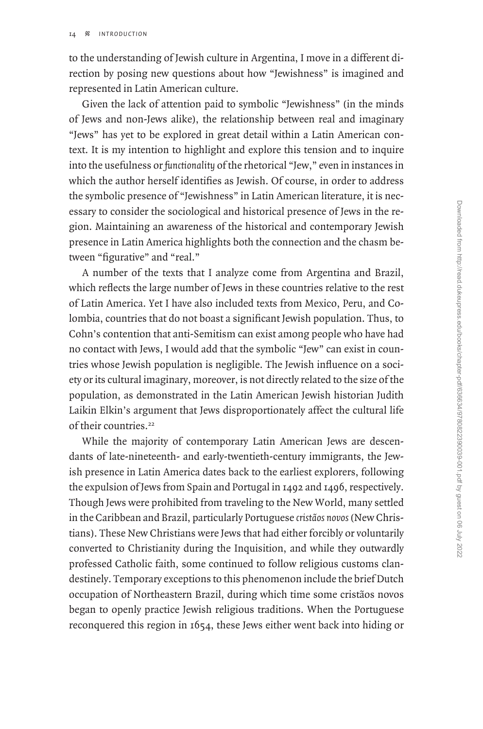to the understanding of Jewish culture in Argentina, I move in a different direction by posing new questions about how "Jewishness" is imagined and represented in Latin American culture.

Given the lack of attention paid to symbolic "Jewishness" (in the minds of Jews and non-Jews alike), the relationship between real and imaginary "Jews" has yet to be explored in great detail within a Latin American context. It is my intention to highlight and explore this tension and to inquire into the usefulness or *functionality* of the rhetorical "Jew," even in instances in which the author herself identifies as Jewish. Of course, in order to address the symbolic presence of "Jewishness" in Latin American literature, it is necessary to consider the sociological and historical presence of Jews in the region. Maintaining an awareness of the historical and contemporary Jewish presence in Latin America highlights both the connection and the chasm between "figurative" and "real."

A number of the texts that I analyze come from Argentina and Brazil, which reflects the large number of Jews in these countries relative to the rest of Latin America. Yet I have also included texts from Mexico, Peru, and Colombia, countries that do not boast a significant Jewish population. Thus, to Cohn's contention that anti-Semitism can exist among people who have had no contact with Jews, I would add that the symbolic "Jew" can exist in countries whose Jewish population is negligible. The Jewish influence on a society or its cultural imaginary, moreover, is not directly related to the size of the population, as demonstrated in the Latin American Jewish historian Judith Laikin Elkin's argument that Jews disproportionately affect the cultural life of their countries.[22]

While the majority of contemporary Latin American Jews are descendants of late-nineteenth- and early-twentieth-century immigrants, the Jewish presence in Latin America dates back to the earliest explorers, following the expulsion of Jews from Spain and Portugal in 1492 and 1496, respectively. Though Jews were prohibited from traveling to the New World, many settled in the Caribbean and Brazil, particularly Portuguese *cristãos novos* (New Christians). These New Christians were Jews that had either forcibly or voluntarily converted to Christianity during the Inquisition, and while they outwardly professed Catholic faith, some continued to follow religious customs clandestinely. Temporary exceptions to this phenomenon include the brief Dutch occupation of Northeastern Brazil, during which time some cristãos novos began to openly practice Jewish religious traditions. When the Portuguese reconquered this region in 1654, these Jews either went back into hiding or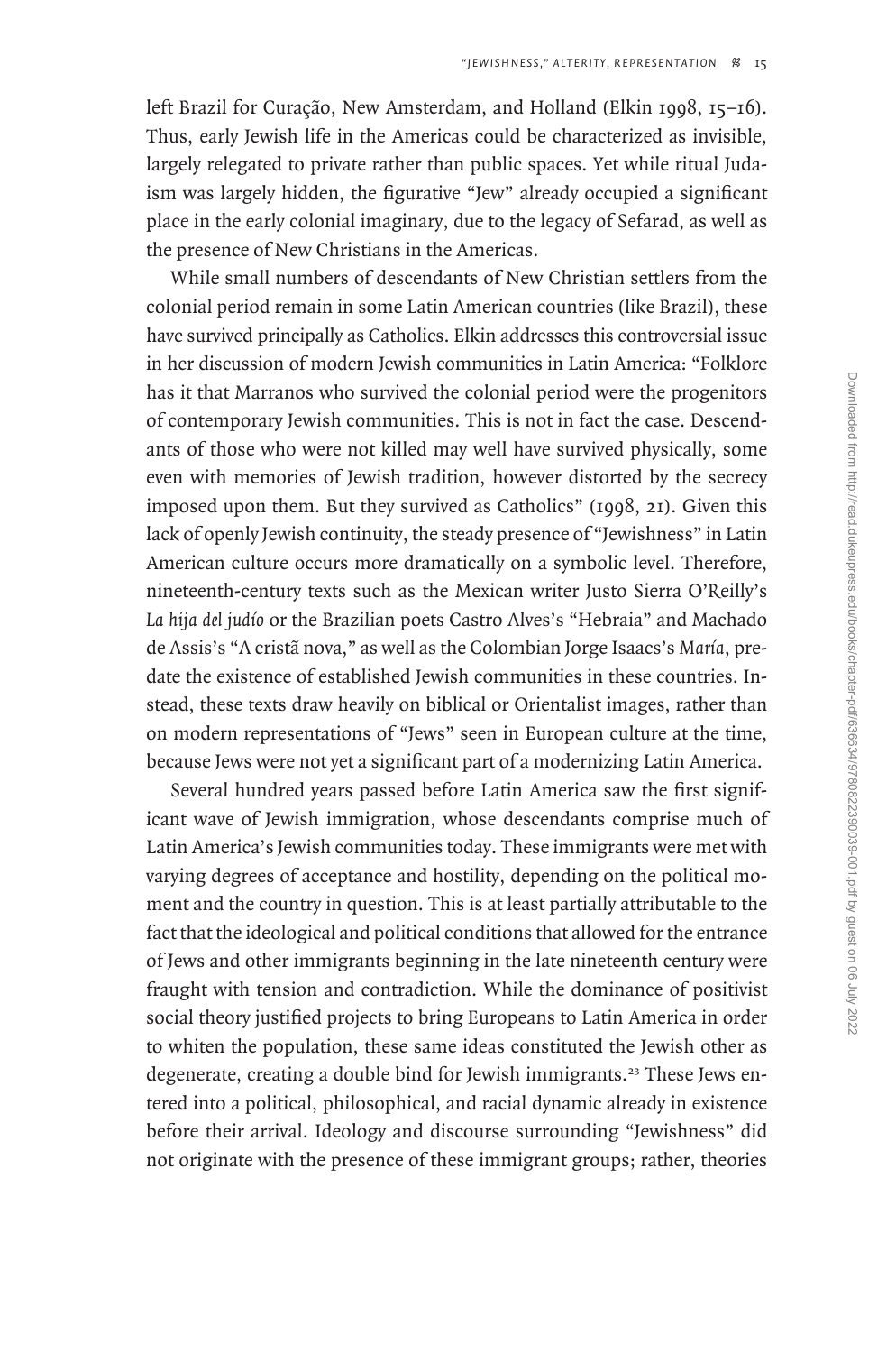left Brazil for Curação, New Amsterdam, and Holland (Elkin 1998, 15–16). Thus, early Jewish life in the Americas could be characterized as invisible, largely relegated to private rather than public spaces. Yet while ritual Judaism was largely hidden, the figurative "Jew" already occupied a significant place in the early colonial imaginary, due to the legacy of Sefarad, as well as the presence of New Christians in the Americas.

While small numbers of descendants of New Christian settlers from the colonial period remain in some Latin American countries (like Brazil), these have survived principally as Catholics. Elkin addresses this controversial issue in her discussion of modern Jewish communities in Latin America: "Folklore has it that Marranos who survived the colonial period were the progenitors of contemporary Jewish communities. This is not in fact the case. Descendants of those who were not killed may well have survived physically, some even with memories of Jewish tradition, however distorted by the secrecy imposed upon them. But they survived as Catholics" (1998, 21). Given this lack of openly Jewish continuity, the steady presence of "Jewishness" in Latin American culture occurs more dramatically on a symbolic level. Therefore, nineteenth-century texts such as the Mexican writer Justo Sierra O'Reilly's *La hija del judío* or the Brazilian poets Castro Alves's "Hebraia" and Machado de Assis's "A cristã nova," as well as the Colombian Jorge Isaacs's *María*, predate the existence of established Jewish communities in these countries. Instead, these texts draw heavily on biblical or Orientalist images, rather than on modern representations of "Jews" seen in European culture at the time, because Jews were not yet a significant part of a modernizing Latin America.

Several hundred years passed before Latin America saw the first significant wave of Jewish immigration, whose descendants comprise much of Latin America's Jewish communities today. These immigrants were met with varying degrees of acceptance and hostility, depending on the political moment and the country in question. This is at least partially attributable to the fact that the ideological and political conditions that allowed for the entrance of Jews and other immigrants beginning in the late nineteenth century were fraught with tension and contradiction. While the dominance of positivist social theory justified projects to bring Europeans to Latin America in order to whiten the population, these same ideas constituted the Jewish other as degenerate, creating a double bind for Jewish immigrants.[23] These Jews entered into a political, philosophical, and racial dynamic already in existence before their arrival. Ideology and discourse surrounding "Jewishness" did not originate with the presence of these immigrant groups; rather, theories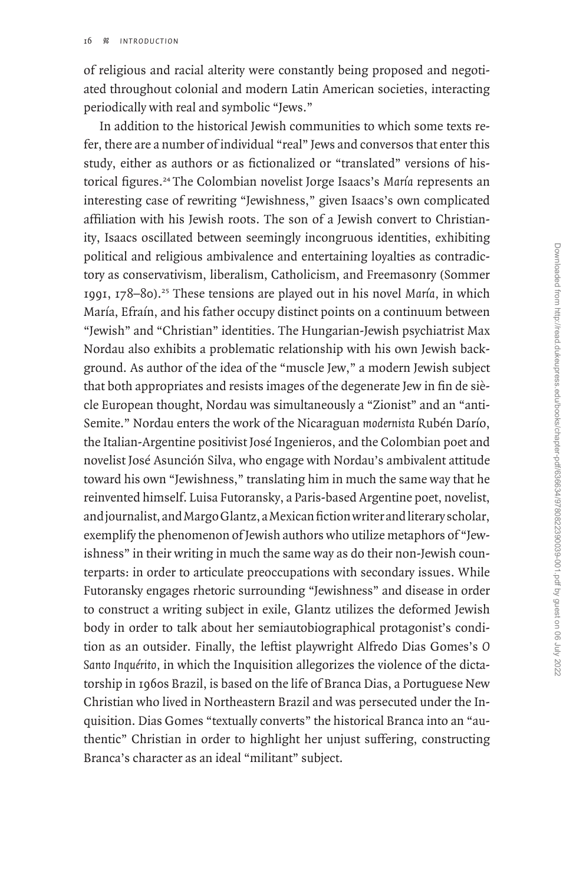of religious and racial alterity were constantly being proposed and negotiated throughout colonial and modern Latin American societies, interacting periodically with real and symbolic "Jews."

In addition to the historical Jewish communities to which some texts refer, there are a number of individual "real" Jews and conversos that enter this study, either as authors or as fictionalized or "translated" versions of historical figures.[24] The Colombian novelist Jorge Isaacs's *María* represents an interesting case of rewriting "Jewishness," given Isaacs's own complicated affiliation with his Jewish roots. The son of a Jewish convert to Christianity, Isaacs oscillated between seemingly incongruous identities, exhibiting political and religious ambivalence and entertaining loyalties as contradictory as conservativism, liberalism, Catholicism, and Freemasonry (Sommer 1991, 178–80).[25] These tensions are played out in his novel *María*, in which María, Efraín, and his father occupy distinct points on a continuum between "Jewish" and "Christian" identities. The Hungarian-Jewish psychiatrist Max Nordau also exhibits a problematic relationship with his own Jewish background. As author of the idea of the "muscle Jew," a modern Jewish subject that both appropriates and resists images of the degenerate Jew in fin de siècle European thought, Nordau was simultaneously a "Zionist" and an "anti-Semite." Nordau enters the work of the Nicaraguan *modernista* Rubén Darío, the Italian-Argentine positivist José Ingenieros, and the Colombian poet and novelist José Asunción Silva, who engage with Nordau's ambivalent attitude toward his own "Jewishness," translating him in much the same way that he reinvented himself. Luisa Futoransky, a Paris-based Argentine poet, novelist, and journalist, and Margo Glantz, a Mexican fiction writer and literary scholar, exemplify the phenomenon of Jewish authors who utilize metaphors of "Jewishness" in their writing in much the same way as do their non-Jewish counterparts: in order to articulate preoccupations with secondary issues. While Futoransky engages rhetoric surrounding "Jewishness" and disease in order to construct a writing subject in exile, Glantz utilizes the deformed Jewish body in order to talk about her semiautobiographical protagonist's condition as an outsider. Finally, the leftist playwright Alfredo Dias Gomes's *O Santo Inquérito*, in which the Inquisition allegorizes the violence of the dictatorship in 1960s Brazil, is based on the life of Branca Dias, a Portuguese New Christian who lived in Northeastern Brazil and was persecuted under the Inquisition. Dias Gomes "textually converts" the historical Branca into an "authentic" Christian in order to highlight her unjust suffering, constructing Branca's character as an ideal "militant" subject.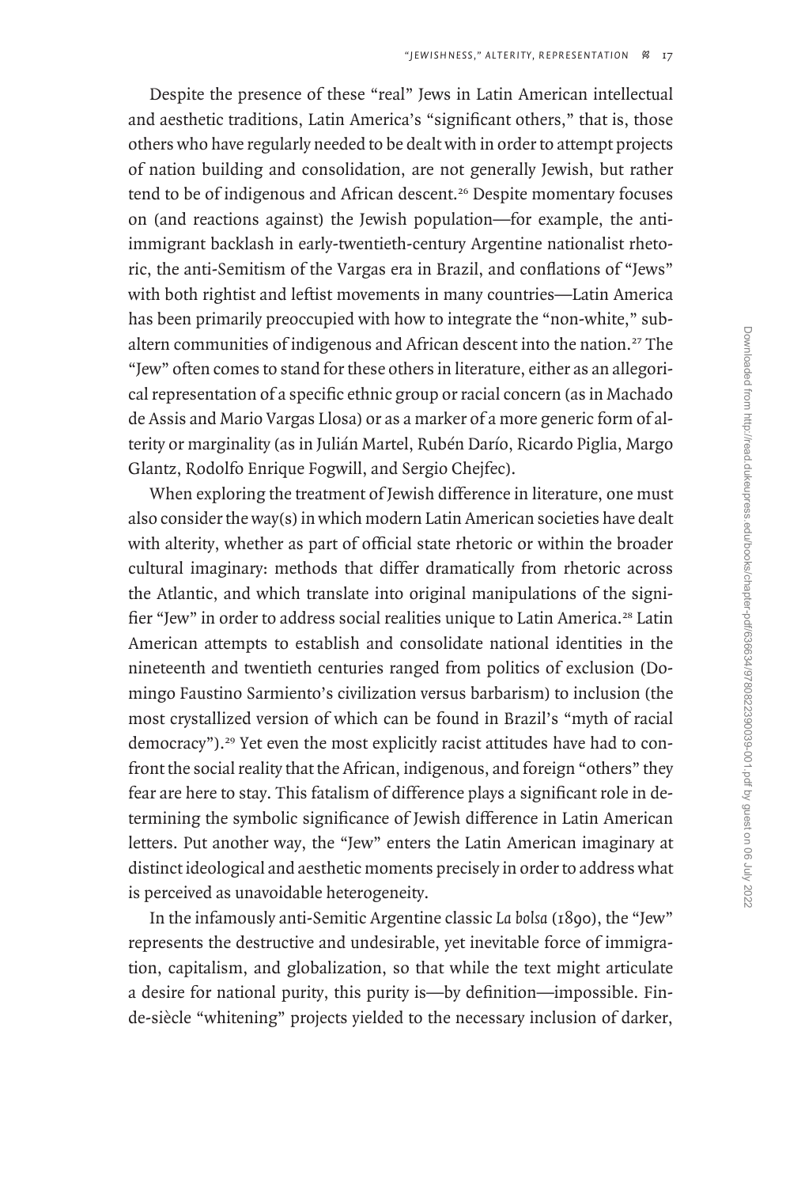Despite the presence of these "real" Jews in Latin American intellectual and aesthetic traditions, Latin America's "significant others," that is, those others who have regularly needed to be dealt with in order to attempt projects of nation building and consolidation, are not generally Jewish, but rather tend to be of indigenous and African descent.[26] Despite momentary focuses on (and reactions against) the Jewish population—for example, the anti-immigrant backlash in early-twentieth-century Argentine nationalist rhetoric, the anti-Semitism of the Vargas era in Brazil, and conflations of "Jews" with both rightist and leftist movements in many countries—Latin America has been primarily preoccupied with how to integrate the "non-white," subaltern communities of indigenous and African descent into the nation.[27] The "Jew" often comes to stand for these others in literature, either as an allegorical representation of a specific ethnic group or racial concern (as in Machado de Assis and Mario Vargas Llosa) or as a marker of a more generic form of alterity or marginality (as in Julián Martel, Rubén Darío, Ricardo Piglia, Margo Glantz, Rodolfo Enrique Fogwill, and Sergio Chejfec).

When exploring the treatment of Jewish difference in literature, one must also consider the way(s) in which modern Latin American societies have dealt with alterity, whether as part of official state rhetoric or within the broader cultural imaginary: methods that differ dramatically from rhetoric across the Atlantic, and which translate into original manipulations of the signifier "Jew" in order to address social realities unique to Latin America.[28] Latin American attempts to establish and consolidate national identities in the nineteenth and twentieth centuries ranged from politics of exclusion (Domingo Faustino Sarmiento's civilization versus barbarism) to inclusion (the most crystallized version of which can be found in Brazil's "myth of racial democracy").[29] Yet even the most explicitly racist attitudes have had to confront the social reality that the African, indigenous, and foreign "others" they fear are here to stay. This fatalism of difference plays a significant role in determining the symbolic significance of Jewish difference in Latin American letters. Put another way, the "Jew" enters the Latin American imaginary at distinct ideological and aesthetic moments precisely in order to address what is perceived as unavoidable heterogeneity.

In the infamously anti-Semitic Argentine classic *La bolsa* (1890), the "Jew" represents the destructive and undesirable, yet inevitable force of immigration, capitalism, and globalization, so that while the text might articulate a desire for national purity, this purity is—by definition—impossible. Fin-de-siècle "whitening" projects yielded to the necessary inclusion of darker,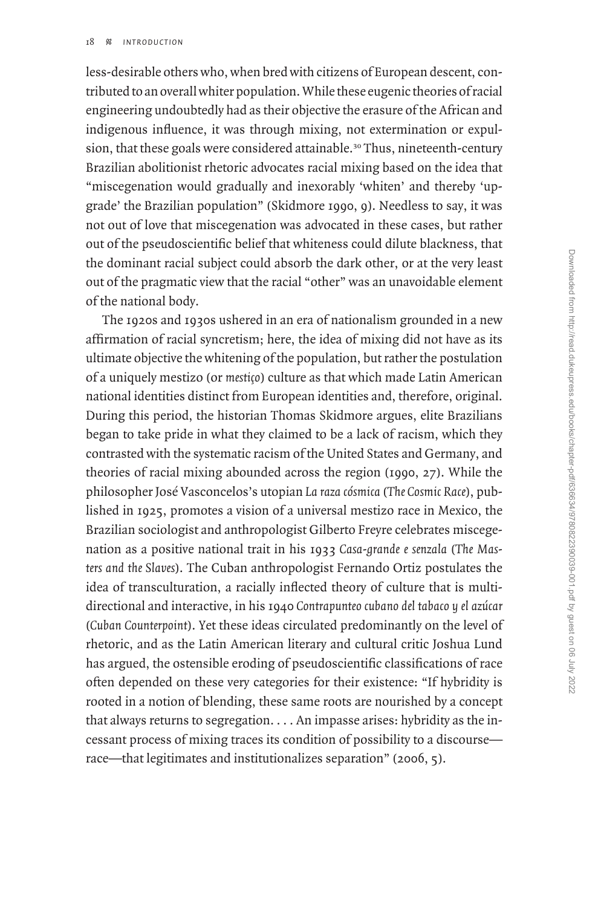less-desirable others who, when bred with citizens of European descent, contributed to an overall whiter population. While these eugenic theories of racial engineering undoubtedly had as their objective the erasure of the African and indigenous influence, it was through mixing, not extermination or expulsion, that these goals were considered attainable.[30] Thus, nineteenth-century Brazilian abolitionist rhetoric advocates racial mixing based on the idea that "miscegenation would gradually and inexorably 'whiten' and thereby 'upgrade' the Brazilian population" (Skidmore 1990, 9). Needless to say, it was not out of love that miscegenation was advocated in these cases, but rather out of the pseudoscientific belief that whiteness could dilute blackness, that the dominant racial subject could absorb the dark other, or at the very least out of the pragmatic view that the racial "other" was an unavoidable element of the national body.

The 1920s and 1930s ushered in an era of nationalism grounded in a new affirmation of racial syncretism; here, the idea of mixing did not have as its ultimate objective the whitening of the population, but rather the postulation of a uniquely mestizo (or *mestiço*) culture as that which made Latin American national identities distinct from European identities and, therefore, original. During this period, the historian Thomas Skidmore argues, elite Brazilians began to take pride in what they claimed to be a lack of racism, which they contrasted with the systematic racism of the United States and Germany, and theories of racial mixing abounded across the region (1990, 27). While the philosopher José Vasconcelos's utopian *La raza cósmica* (*The Cosmic Race*), published in 1925, promotes a vision of a universal mestizo race in Mexico, the Brazilian sociologist and anthropologist Gilberto Freyre celebrates miscegenation as a positive national trait in his 1933 *Casa-grande e senzala* (*The Masters and the Slaves*). The Cuban anthropologist Fernando Ortiz postulates the idea of transculturation, a racially inflected theory of culture that is multidirectional and interactive, in his 1940 *Contrapunteo cubano del tabaco y el azúcar* (*Cuban Counterpoint*). Yet these ideas circulated predominantly on the level of rhetoric, and as the Latin American literary and cultural critic Joshua Lund has argued, the ostensible eroding of pseudoscientific classifications of race often depended on these very categories for their existence: "If hybridity is rooted in a notion of blending, these same roots are nourished by a concept that always returns to segregation. . . . An impasse arises: hybridity as the incessant process of mixing traces its condition of possibility to a discourse—race—that legitimates and institutionalizes separation" (2006, 5).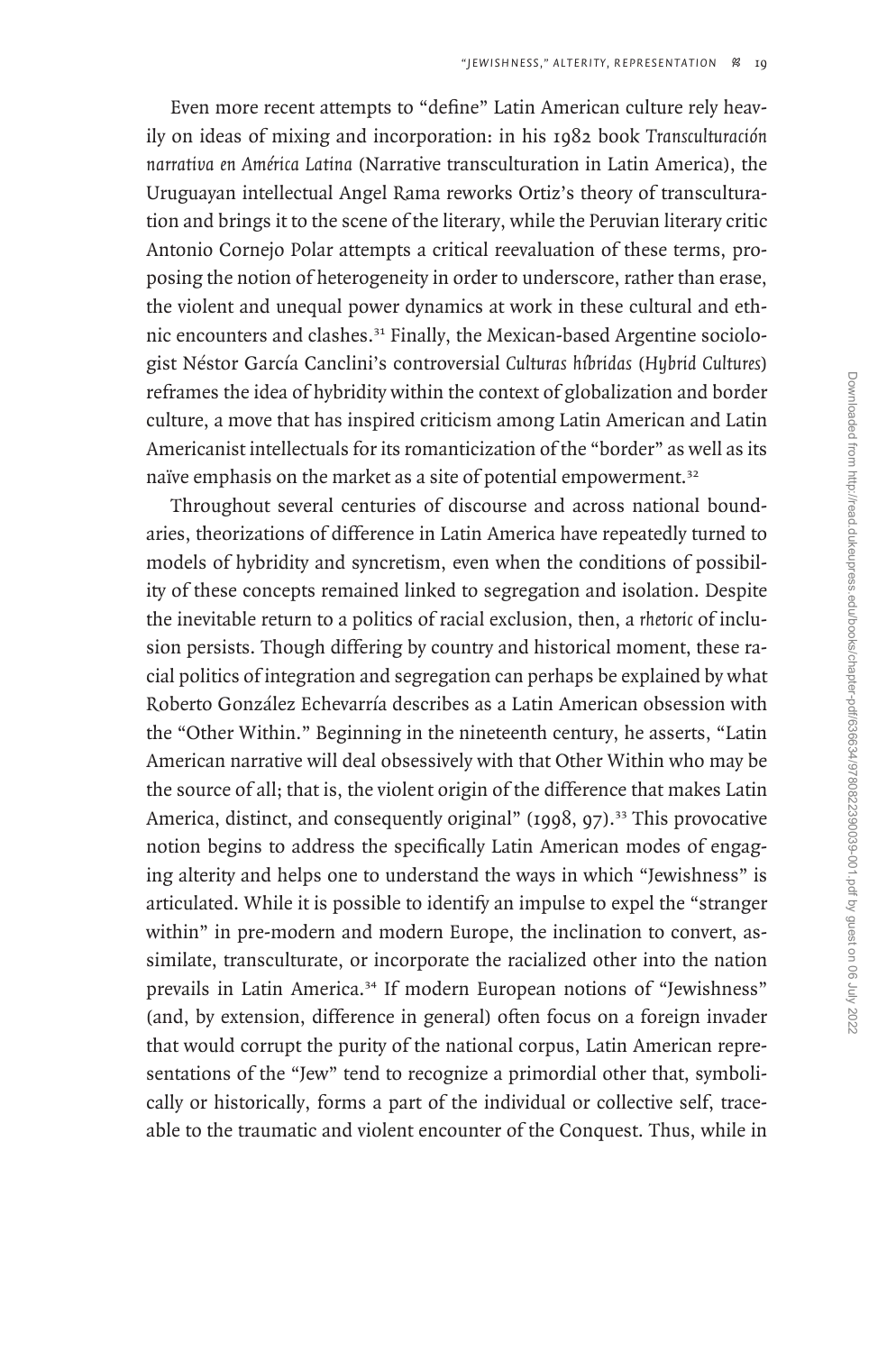Even more recent attempts to "define" Latin American culture rely heavily on ideas of mixing and incorporation: in his 1982 book *Transculturación narrativa en América Latina* (Narrative transculturation in Latin America), the Uruguayan intellectual Angel Rama reworks Ortiz's theory of transculturation and brings it to the scene of the literary, while the Peruvian literary critic Antonio Cornejo Polar attempts a critical reevaluation of these terms, proposing the notion of heterogeneity in order to underscore, rather than erase, the violent and unequal power dynamics at work in these cultural and ethnic encounters and clashes.[31] Finally, the Mexican-based Argentine sociologist Néstor García Canclini's controversial *Culturas híbridas* (*Hybrid Cultures*) reframes the idea of hybridity within the context of globalization and border culture, a move that has inspired criticism among Latin American and Latin Americanist intellectuals for its romanticization of the "border" as well as its naïve emphasis on the market as a site of potential empowerment.[32]

Throughout several centuries of discourse and across national boundaries, theorizations of difference in Latin America have repeatedly turned to models of hybridity and syncretism, even when the conditions of possibility of these concepts remained linked to segregation and isolation. Despite the inevitable return to a politics of racial exclusion, then, a *rhetoric* of inclusion persists. Though differing by country and historical moment, these racial politics of integration and segregation can perhaps be explained by what Roberto González Echevarría describes as a Latin American obsession with the "Other Within." Beginning in the nineteenth century, he asserts, "Latin American narrative will deal obsessively with that Other Within who may be the source of all; that is, the violent origin of the difference that makes Latin America, distinct, and consequently original" (1998, 97).[33] This provocative notion begins to address the specifically Latin American modes of engaging alterity and helps one to understand the ways in which "Jewishness" is articulated. While it is possible to identify an impulse to expel the "stranger within" in pre-modern and modern Europe, the inclination to convert, assimilate, transculturate, or incorporate the racialized other into the nation prevails in Latin America.[34] If modern European notions of "Jewishness" (and, by extension, difference in general) often focus on a foreign invader that would corrupt the purity of the national corpus, Latin American representations of the "Jew" tend to recognize a primordial other that, symbolically or historically, forms a part of the individual or collective self, traceable to the traumatic and violent encounter of the Conquest. Thus, while in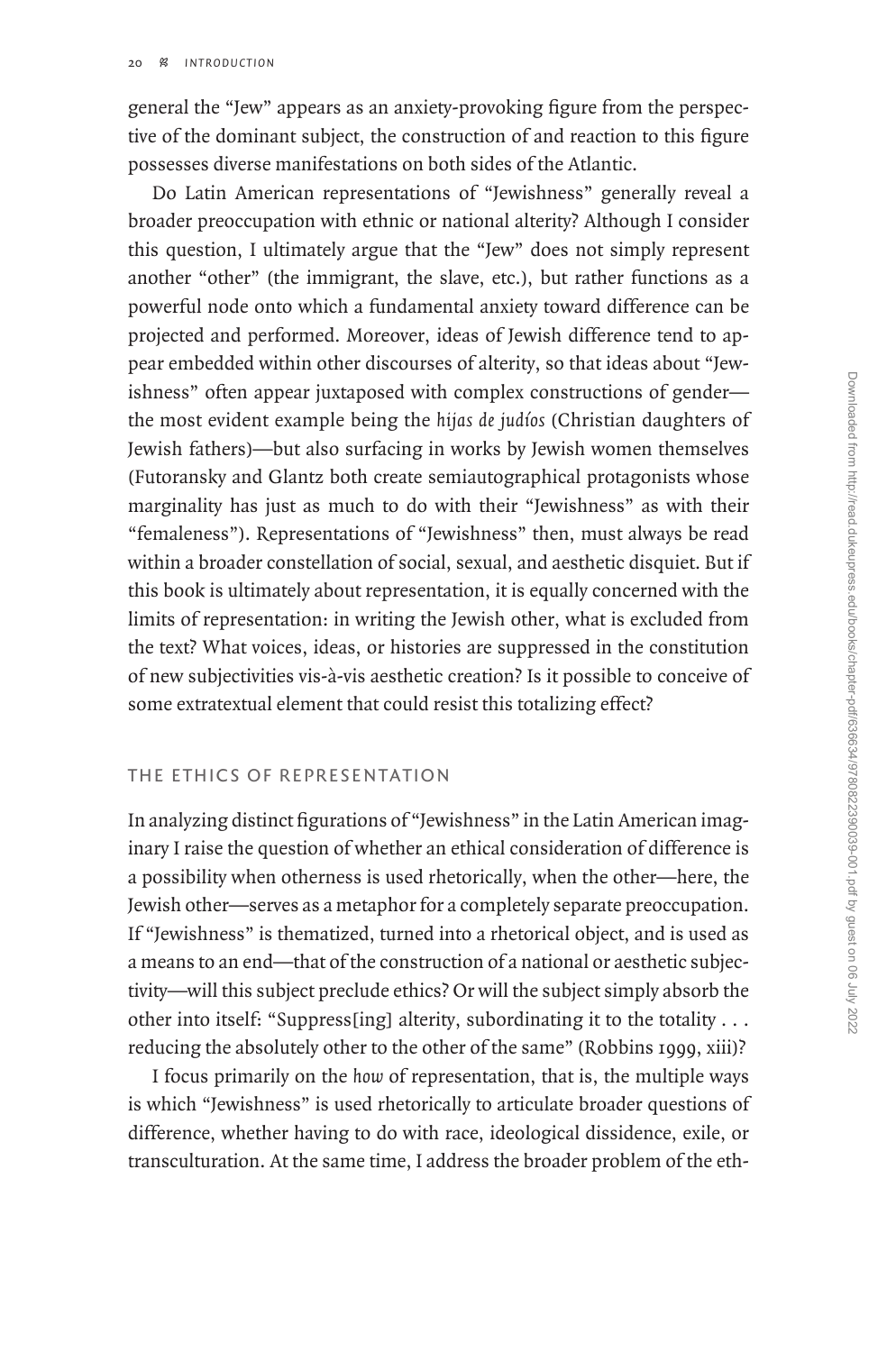general the "Jew" appears as an anxiety-provoking figure from the perspective of the dominant subject, the construction of and reaction to this figure possesses diverse manifestations on both sides of the Atlantic.

Do Latin American representations of "Jewishness" generally reveal a broader preoccupation with ethnic or national alterity? Although I consider this question, I ultimately argue that the "Jew" does not simply represent another "other" (the immigrant, the slave, etc.), but rather functions as a powerful node onto which a fundamental anxiety toward difference can be projected and performed. Moreover, ideas of Jewish difference tend to appear embedded within other discourses of alterity, so that ideas about "Jewishness" often appear juxtaposed with complex constructions of gender—the most evident example being the *hijas de judíos* (Christian daughters of Jewish fathers)—but also surfacing in works by Jewish women themselves (Futoransky and Glantz both create semiautographical protagonists whose marginality has just as much to do with their "Jewishness" as with their "femaleness"). Representations of "Jewishness" then, must always be read within a broader constellation of social, sexual, and aesthetic disquiet. But if this book is ultimately about representation, it is equally concerned with the limits of representation: in writing the Jewish other, what is excluded from the text? What voices, ideas, or histories are suppressed in the constitution of new subjectivities vis-à-vis aesthetic creation? Is it possible to conceive of some extratextual element that could resist this totalizing effect?

## THE ETHICS OF REPRESENTATION

In analyzing distinct figurations of "Jewishness" in the Latin American imaginary I raise the question of whether an ethical consideration of difference is a possibility when otherness is used rhetorically, when the other—here, the Jewish other—serves as a metaphor for a completely separate preoccupation. If "Jewishness" is thematized, turned into a rhetorical object, and is used as a means to an end—that of the construction of a national or aesthetic subjectivity—will this subject preclude ethics? Or will the subject simply absorb the other into itself: "Suppress[ing] alterity, subordinating it to the totality . . . reducing the absolutely other to the other of the same" (Robbins 1999, xiii)?

I focus primarily on the *how* of representation, that is, the multiple ways is which "Jewishness" is used rhetorically to articulate broader questions of difference, whether having to do with race, ideological dissidence, exile, or transculturation. At the same time, I address the broader problem of the eth-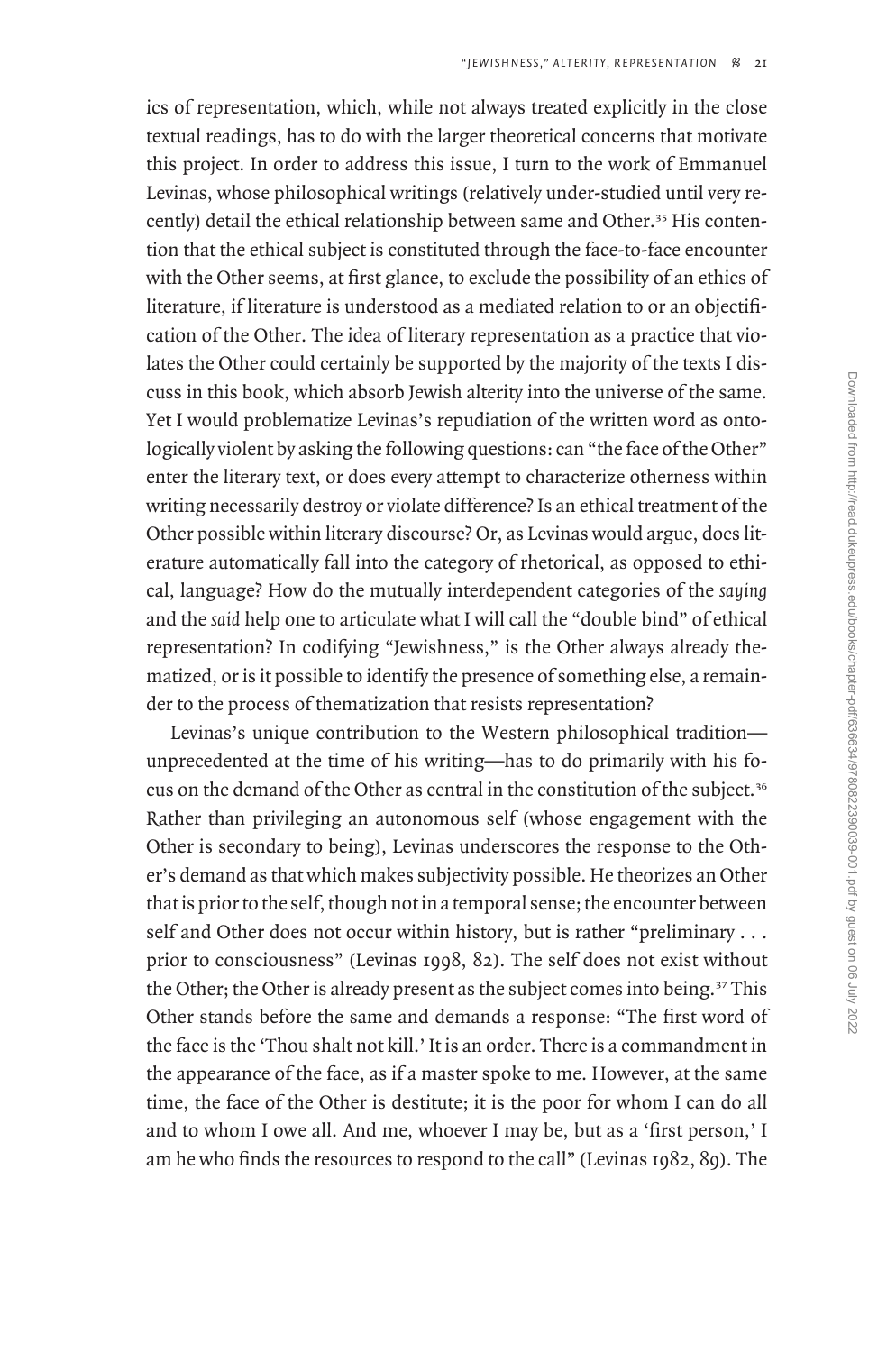ics of representation, which, while not always treated explicitly in the close textual readings, has to do with the larger theoretical concerns that motivate this project. In order to address this issue, I turn to the work of Emmanuel Levinas, whose philosophical writings (relatively under-studied until very recently) detail the ethical relationship between same and Other.[35] His contention that the ethical subject is constituted through the face-to-face encounter with the Other seems, at first glance, to exclude the possibility of an ethics of literature, if literature is understood as a mediated relation to or an objectification of the Other. The idea of literary representation as a practice that violates the Other could certainly be supported by the majority of the texts I discuss in this book, which absorb Jewish alterity into the universe of the same. Yet I would problematize Levinas's repudiation of the written word as ontologically violent by asking the following questions: can "the face of the Other" enter the literary text, or does every attempt to characterize otherness within writing necessarily destroy or violate difference? Is an ethical treatment of the Other possible within literary discourse? Or, as Levinas would argue, does literature automatically fall into the category of rhetorical, as opposed to ethical, language? How do the mutually interdependent categories of the *saying* and the *said* help one to articulate what I will call the "double bind" of ethical representation? In codifying "Jewishness," is the Other always already thematized, or is it possible to identify the presence of something else, a remainder to the process of thematization that resists representation?

Levinas's unique contribution to the Western philosophical tradition—unprecedented at the time of his writing—has to do primarily with his focus on the demand of the Other as central in the constitution of the subject.[36] Rather than privileging an autonomous self (whose engagement with the Other is secondary to being), Levinas underscores the response to the Other's demand as that which makes subjectivity possible. He theorizes an Other that is prior to the self, though not in a temporal sense; the encounter between self and Other does not occur within history, but is rather "preliminary . . . prior to consciousness" (Levinas 1998, 82). The self does not exist without the Other; the Other is already present as the subject comes into being.[37] This Other stands before the same and demands a response: "The first word of the face is the 'Thou shalt not kill.' It is an order. There is a commandment in the appearance of the face, as if a master spoke to me. However, at the same time, the face of the Other is destitute; it is the poor for whom I can do all and to whom I owe all. And me, whoever I may be, but as a 'first person,' I am he who finds the resources to respond to the call" (Levinas 1982, 89). The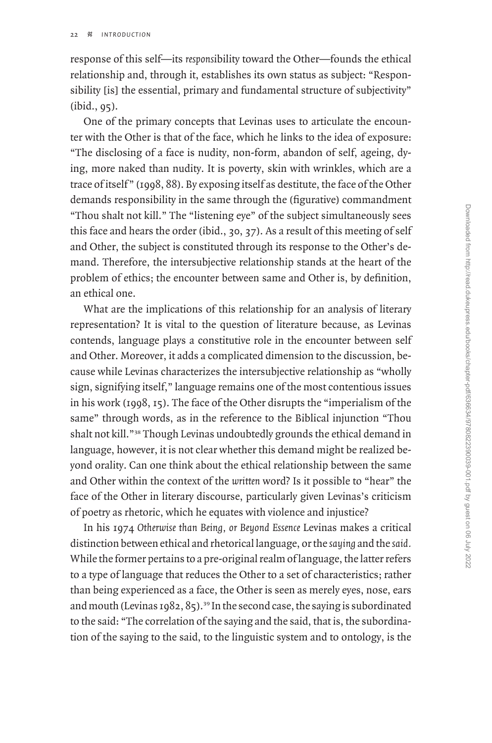response of this self—its *respons*ibility toward the Other—founds the ethical relationship and, through it, establishes its own status as subject: "Responsibility [is] the essential, primary and fundamental structure of subjectivity" (ibid., 95).

One of the primary concepts that Levinas uses to articulate the encounter with the Other is that of the face, which he links to the idea of exposure: "The disclosing of a face is nudity, non-form, abandon of self, ageing, dying, more naked than nudity. It is poverty, skin with wrinkles, which are a trace of itself" (1998, 88). By exposing itself as destitute, the face of the Other demands responsibility in the same through the (figurative) commandment "Thou shalt not kill." The "listening eye" of the subject simultaneously sees this face and hears the order (ibid., 30, 37). As a result of this meeting of self and Other, the subject is constituted through its response to the Other's demand. Therefore, the intersubjective relationship stands at the heart of the problem of ethics; the encounter between same and Other is, by definition, an ethical one.

What are the implications of this relationship for an analysis of literary representation? It is vital to the question of literature because, as Levinas contends, language plays a constitutive role in the encounter between self and Other. Moreover, it adds a complicated dimension to the discussion, because while Levinas characterizes the intersubjective relationship as "wholly sign, signifying itself," language remains one of the most contentious issues in his work (1998, 15). The face of the Other disrupts the "imperialism of the same" through words, as in the reference to the Biblical injunction "Thou shalt not kill."[38] Though Levinas undoubtedly grounds the ethical demand in language, however, it is not clear whether this demand might be realized beyond orality. Can one think about the ethical relationship between the same and Other within the context of the *written* word? Is it possible to "hear" the face of the Other in literary discourse, particularly given Levinas's criticism of poetry as rhetoric, which he equates with violence and injustice?

In his 1974 *Otherwise than Being, or Beyond Essence* Levinas makes a critical distinction between ethical and rhetorical language, or the *saying* and the *said*. While the former pertains to a pre-original realm of language, the latter refers to a type of language that reduces the Other to a set of characteristics; rather than being experienced as a face, the Other is seen as merely eyes, nose, ears and mouth (Levinas 1982, 85).[39] In the second case, the saying is subordinated to the said: "The correlation of the saying and the said, that is, the subordination of the saying to the said, to the linguistic system and to ontology, is the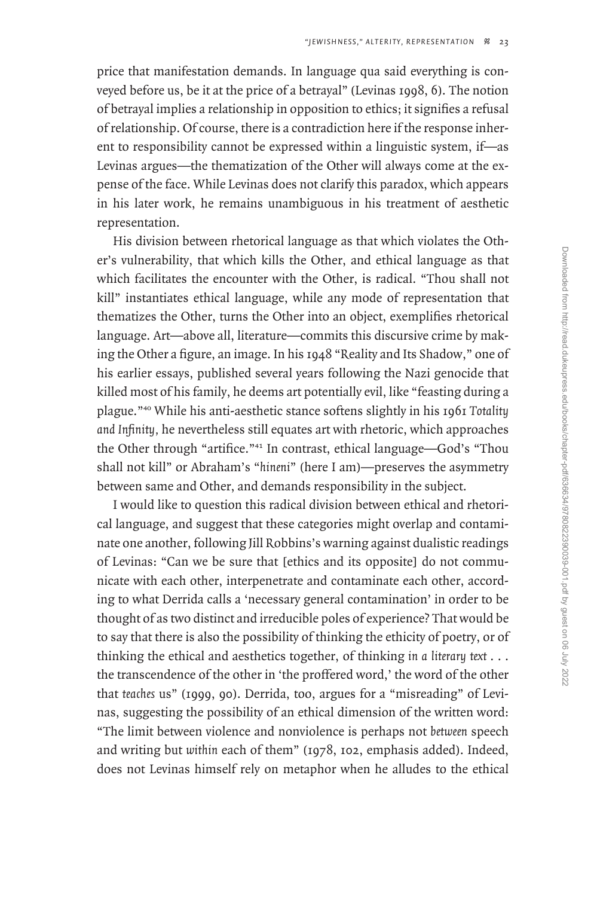price that manifestation demands. In language qua said everything is conveyed before us, be it at the price of a betrayal" (Levinas 1998, 6). The notion of betrayal implies a relationship in opposition to ethics; it signifies a refusal of relationship. Of course, there is a contradiction here if the response inherent to responsibility cannot be expressed within a linguistic system, if—as Levinas argues—the thematization of the Other will always come at the expense of the face. While Levinas does not clarify this paradox, which appears in his later work, he remains unambiguous in his treatment of aesthetic representation.

His division between rhetorical language as that which violates the Other's vulnerability, that which kills the Other, and ethical language as that which facilitates the encounter with the Other, is radical. "Thou shall not kill" instantiates ethical language, while any mode of representation that thematizes the Other, turns the Other into an object, exemplifies rhetorical language. Art—above all, literature—commits this discursive crime by making the Other a figure, an image. In his 1948 "Reality and Its Shadow," one of his earlier essays, published several years following the Nazi genocide that killed most of his family, he deems art potentially evil, like "feasting during a plague."[40] While his anti-aesthetic stance softens slightly in his 1961 *Totality and Infinity*, he nevertheless still equates art with rhetoric, which approaches the Other through "artifice."[41] In contrast, ethical language—God's "Thou shall not kill" or Abraham's "*hineni*" (here I am)—preserves the asymmetry between same and Other, and demands responsibility in the subject.

I would like to question this radical division between ethical and rhetorical language, and suggest that these categories might overlap and contaminate one another, following Jill Robbins's warning against dualistic readings of Levinas: "Can we be sure that [ethics and its opposite] do not communicate with each other, interpenetrate and contaminate each other, according to what Derrida calls a 'necessary general contamination' in order to be thought of as two distinct and irreducible poles of experience? That would be to say that there is also the possibility of thinking the ethicity of poetry, or of thinking the ethical and aesthetics together, of thinking *in a literary text* . . . the transcendence of the other in 'the proffered word,' the word of the other that *teaches* us" (1999, 90). Derrida, too, argues for a "misreading" of Levinas, suggesting the possibility of an ethical dimension of the written word: "The limit between violence and nonviolence is perhaps not *between* speech and writing but *within* each of them" (1978, 102, emphasis added). Indeed, does not Levinas himself rely on metaphor when he alludes to the ethical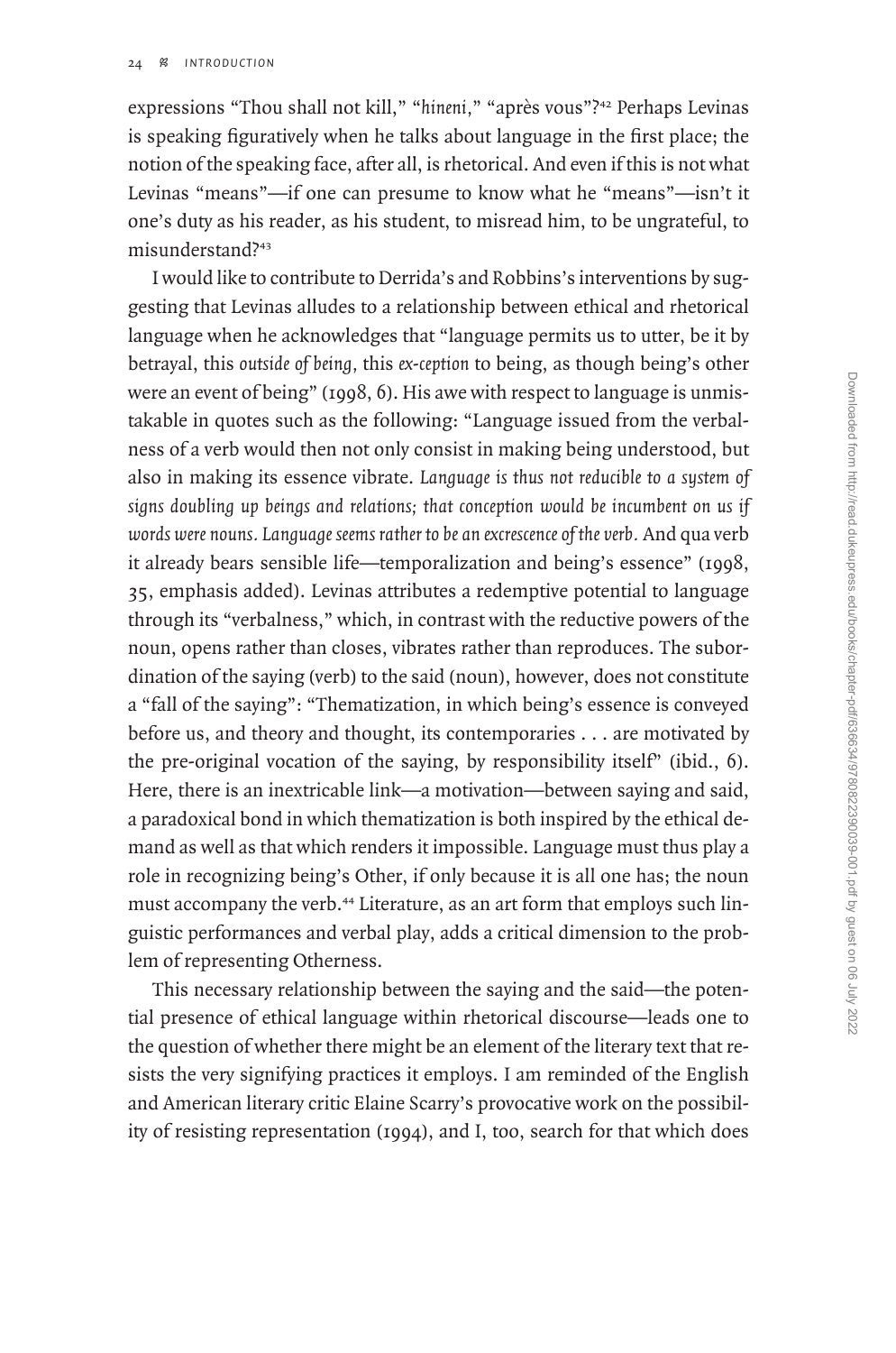expressions "Thou shall not kill," "*hineni*," "après vous"?[42] Perhaps Levinas is speaking figuratively when he talks about language in the first place; the notion of the speaking face, after all, is rhetorical. And even if this is not what Levinas "means"—if one can presume to know what he "means"—isn't it one's duty as his reader, as his student, to misread him, to be ungrateful, to misunderstand?[43]

I would like to contribute to Derrida's and Robbins's interventions by suggesting that Levinas alludes to a relationship between ethical and rhetorical language when he acknowledges that "language permits us to utter, be it by betrayal, this *outside of being*, this *ex-ception* to being, as though being's other were an event of being" (1998, 6). His awe with respect to language is unmistakable in quotes such as the following: "Language issued from the verbalness of a verb would then not only consist in making being understood, but also in making its essence vibrate. *Language is thus not reducible to a system of signs doubling up beings and relations; that conception would be incumbent on us if words were nouns. Language seems rather to be an excrescence of the verb.* And qua verb it already bears sensible life—temporalization and being's essence" (1998, 35, emphasis added). Levinas attributes a redemptive potential to language through its "verbalness," which, in contrast with the reductive powers of the noun, opens rather than closes, vibrates rather than reproduces. The subordination of the saying (verb) to the said (noun), however, does not constitute a "fall of the saying": "Thematization, in which being's essence is conveyed before us, and theory and thought, its contemporaries . . . are motivated by the pre-original vocation of the saying, by responsibility itself" (ibid., 6). Here, there is an inextricable link—a motivation—between saying and said, a paradoxical bond in which thematization is both inspired by the ethical demand as well as that which renders it impossible. Language must thus play a role in recognizing being's Other, if only because it is all one has; the noun must accompany the verb.[44] Literature, as an art form that employs such linguistic performances and verbal play, adds a critical dimension to the problem of representing Otherness.

This necessary relationship between the saying and the said—the potential presence of ethical language within rhetorical discourse—leads one to the question of whether there might be an element of the literary text that resists the very signifying practices it employs. I am reminded of the English and American literary critic Elaine Scarry's provocative work on the possibility of resisting representation (1994), and I, too, search for that which does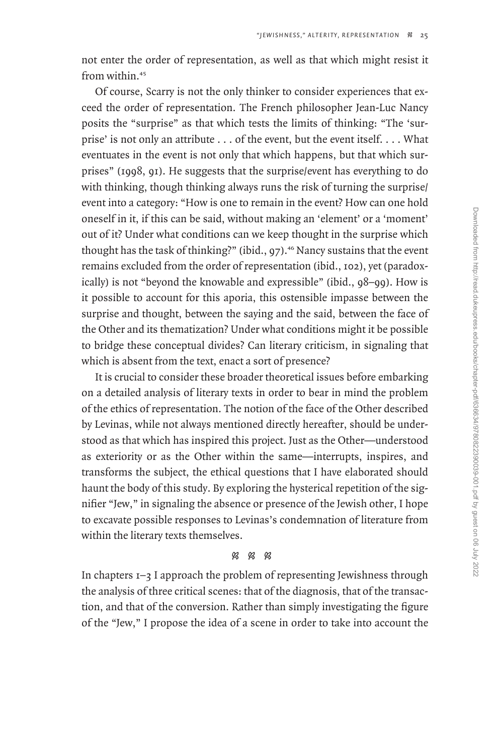not enter the order of representation, as well as that which might resist it from within.[45]

Of course, Scarry is not the only thinker to consider experiences that exceed the order of representation. The French philosopher Jean-Luc Nancy posits the "surprise" as that which tests the limits of thinking: "The 'surprise' is not only an attribute . . . of the event, but the event itself. . . . What eventuates in the event is not only that which happens, but that which surprises" (1998, 91). He suggests that the surprise/event has everything to do with thinking, though thinking always runs the risk of turning the surprise/event into a category: "How is one to remain in the event? How can one hold oneself in it, if this can be said, without making an 'element' or a 'moment' out of it? Under what conditions can we keep thought in the surprise which thought has the task of thinking?" (ibid., 97).[46] Nancy sustains that the event remains excluded from the order of representation (ibid., 102), yet (paradoxically) is not "beyond the knowable and expressible" (ibid., 98–99). How is it possible to account for this aporia, this ostensible impasse between the surprise and thought, between the saying and the said, between the face of the Other and its thematization? Under what conditions might it be possible to bridge these conceptual divides? Can literary criticism, in signaling that which is absent from the text, enact a sort of presence?

It is crucial to consider these broader theoretical issues before embarking on a detailed analysis of literary texts in order to bear in mind the problem of the ethics of representation. The notion of the face of the Other described by Levinas, while not always mentioned directly hereafter, should be understood as that which has inspired this project. Just as the Other—understood as exteriority or as the Other within the same—interrupts, inspires, and transforms the subject, the ethical questions that I have elaborated should haunt the body of this study. By exploring the hysterical repetition of the signifier "Jew," in signaling the absence or presence of the Jewish other, I hope to excavate possible responses to Levinas's condemnation of literature from within the literary texts themselves.

ꕥ ꕥ ꕥ

In chapters 1–3 I approach the problem of representing Jewishness through the analysis of three critical scenes: that of the diagnosis, that of the transaction, and that of the conversion. Rather than simply investigating the figure of the "Jew," I propose the idea of a scene in order to take into account the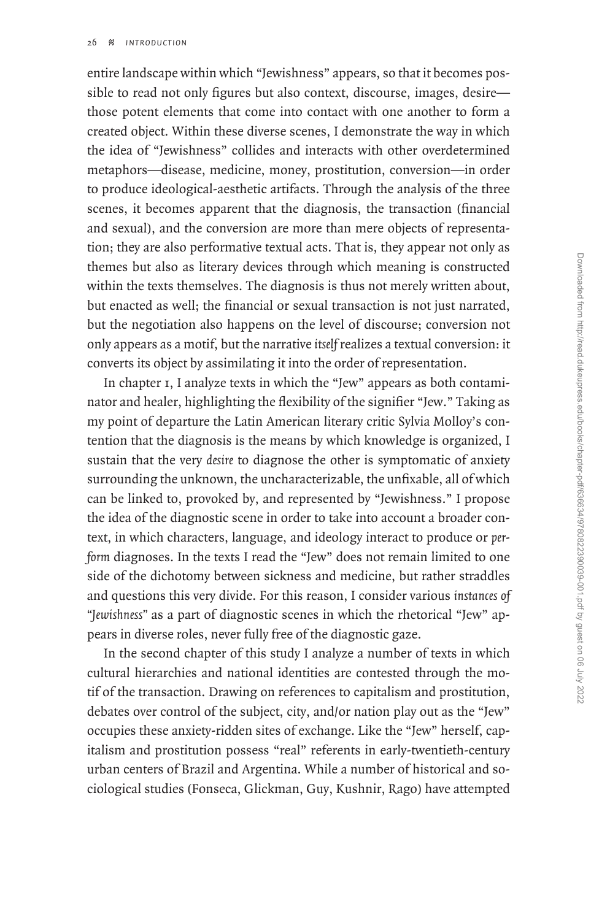entire landscape within which "Jewishness" appears, so that it becomes possible to read not only figures but also context, discourse, images, desire—those potent elements that come into contact with one another to form a created object. Within these diverse scenes, I demonstrate the way in which the idea of "Jewishness" collides and interacts with other overdetermined metaphors—disease, medicine, money, prostitution, conversion—in order to produce ideological-aesthetic artifacts. Through the analysis of the three scenes, it becomes apparent that the diagnosis, the transaction (financial and sexual), and the conversion are more than mere objects of representation; they are also performative textual acts. That is, they appear not only as themes but also as literary devices through which meaning is constructed within the texts themselves. The diagnosis is thus not merely written about, but enacted as well; the financial or sexual transaction is not just narrated, but the negotiation also happens on the level of discourse; conversion not only appears as a motif, but the narrative *itself* realizes a textual conversion: it converts its object by assimilating it into the order of representation.

In chapter 1, I analyze texts in which the "Jew" appears as both contaminator and healer, highlighting the flexibility of the signifier "Jew." Taking as my point of departure the Latin American literary critic Sylvia Molloy's contention that the diagnosis is the means by which knowledge is organized, I sustain that the very *desire* to diagnose the other is symptomatic of anxiety surrounding the unknown, the uncharacterizable, the unfixable, all of which can be linked to, provoked by, and represented by "Jewishness." I propose the idea of the diagnostic scene in order to take into account a broader context, in which characters, language, and ideology interact to produce or *perform* diagnoses. In the texts I read the "Jew" does not remain limited to one side of the dichotomy between sickness and medicine, but rather straddles and questions this very divide. For this reason, I consider various *instances of "Jewishness"* as a part of diagnostic scenes in which the rhetorical "Jew" appears in diverse roles, never fully free of the diagnostic gaze.

In the second chapter of this study I analyze a number of texts in which cultural hierarchies and national identities are contested through the motif of the transaction. Drawing on references to capitalism and prostitution, debates over control of the subject, city, and/or nation play out as the "Jew" occupies these anxiety-ridden sites of exchange. Like the "Jew" herself, capitalism and prostitution possess "real" referents in early-twentieth-century urban centers of Brazil and Argentina. While a number of historical and sociological studies (Fonseca, Glickman, Guy, Kushnir, Rago) have attempted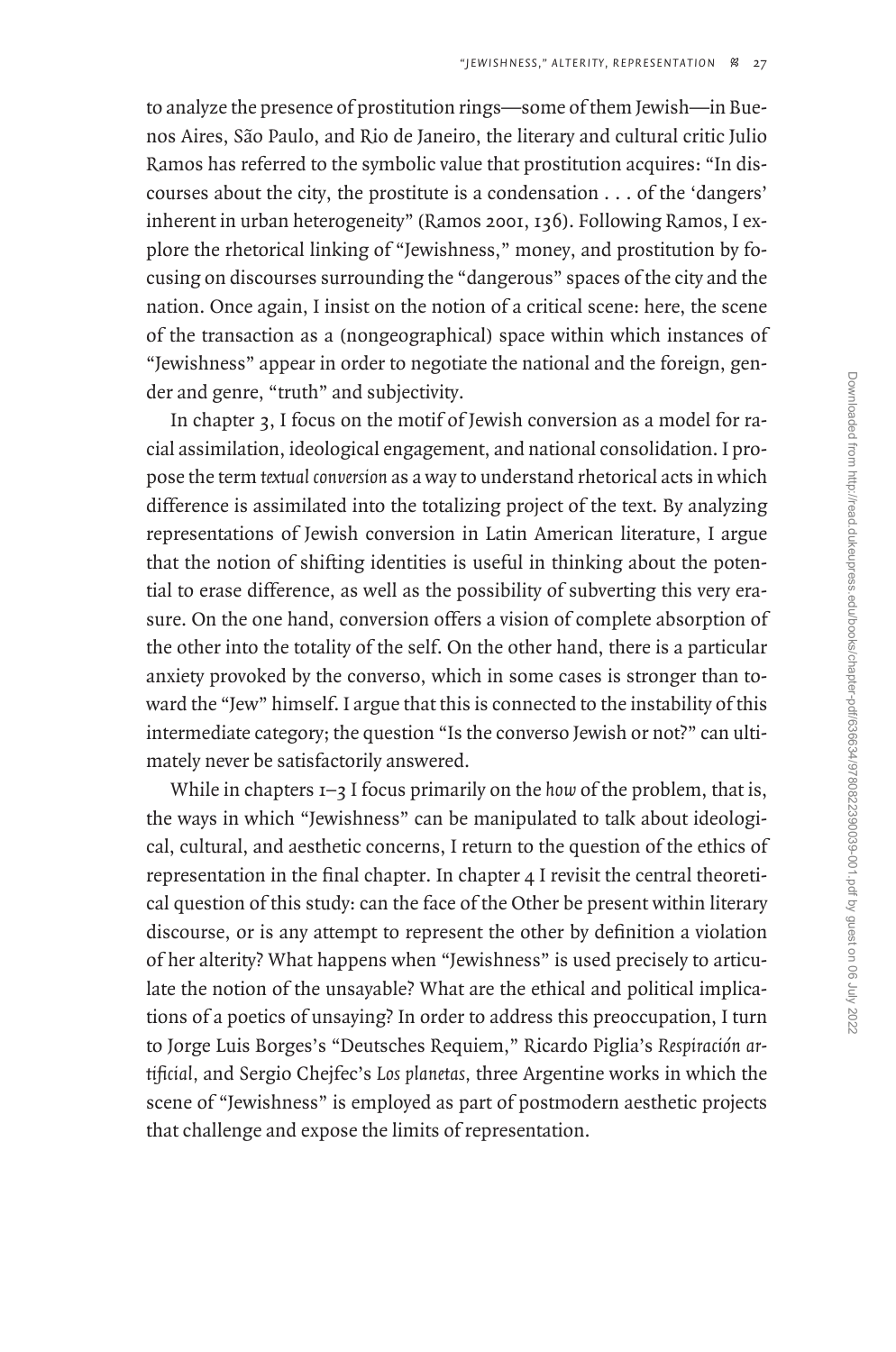to analyze the presence of prostitution rings—some of them Jewish—in Buenos Aires, São Paulo, and Rio de Janeiro, the literary and cultural critic Julio Ramos has referred to the symbolic value that prostitution acquires: "In discourses about the city, the prostitute is a condensation . . . of the 'dangers' inherent in urban heterogeneity" (Ramos 2001, 136). Following Ramos, I explore the rhetorical linking of "Jewishness," money, and prostitution by focusing on discourses surrounding the "dangerous" spaces of the city and the nation. Once again, I insist on the notion of a critical scene: here, the scene of the transaction as a (nongeographical) space within which instances of "Jewishness" appear in order to negotiate the national and the foreign, gender and genre, "truth" and subjectivity.

In chapter 3, I focus on the motif of Jewish conversion as a model for racial assimilation, ideological engagement, and national consolidation. I propose the term *textual conversion* as a way to understand rhetorical acts in which difference is assimilated into the totalizing project of the text. By analyzing representations of Jewish conversion in Latin American literature, I argue that the notion of shifting identities is useful in thinking about the potential to erase difference, as well as the possibility of subverting this very erasure. On the one hand, conversion offers a vision of complete absorption of the other into the totality of the self. On the other hand, there is a particular anxiety provoked by the converso, which in some cases is stronger than toward the "Jew" himself. I argue that this is connected to the instability of this intermediate category; the question "Is the converso Jewish or not?" can ultimately never be satisfactorily answered.

While in chapters 1–3 I focus primarily on the *how* of the problem, that is, the ways in which "Jewishness" can be manipulated to talk about ideological, cultural, and aesthetic concerns, I return to the question of the ethics of representation in the final chapter. In chapter 4 I revisit the central theoretical question of this study: can the face of the Other be present within literary discourse, or is any attempt to represent the other by definition a violation of her alterity? What happens when "Jewishness" is used precisely to articulate the notion of the unsayable? What are the ethical and political implications of a poetics of unsaying? In order to address this preoccupation, I turn to Jorge Luis Borges's "Deutsches Requiem," Ricardo Piglia's *Respiración artificial*, and Sergio Chejfec's *Los planetas*, three Argentine works in which the scene of "Jewishness" is employed as part of postmodern aesthetic projects that challenge and expose the limits of representation.